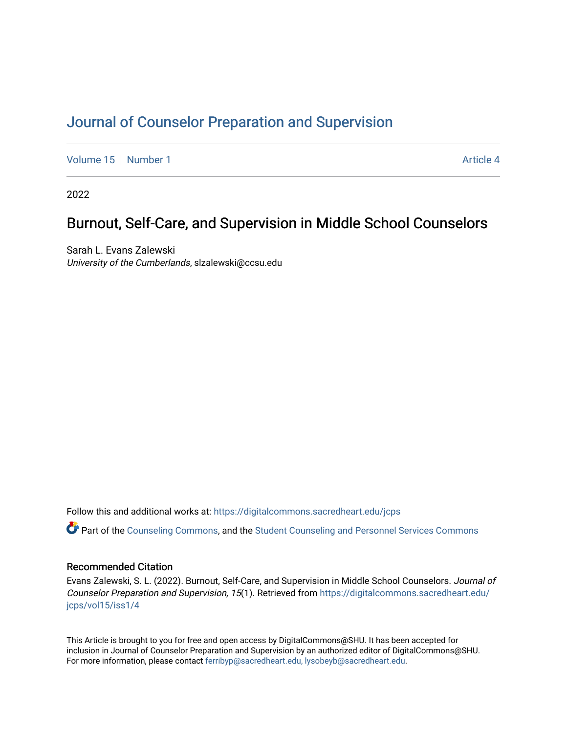# Journal of Counselor Preparation and Supervision

Volume 15 | Number 1 Article 4

2022

## Burnout, Self-Care, and Supervision in Middle School Counselors

Sarah L. Evans Zalewski
*University of the Cumberlands*, slzalewski@ccsu.edu

Follow this and additional works at: https://digitalcommons.sacredheart.edu/jcps

Part of the Counseling Commons, and the Student Counseling and Personnel Services Commons

### Recommended Citation

Evans Zalewski, S. L. (2022). Burnout, Self-Care, and Supervision in Middle School Counselors. *Journal of Counselor Preparation and Supervision, 15*(1). Retrieved from https://digitalcommons.sacredheart.edu/jcps/vol15/iss1/4

This Article is brought to you for free and open access by DigitalCommons@SHU. It has been accepted for inclusion in Journal of Counselor Preparation and Supervision by an authorized editor of DigitalCommons@SHU. For more information, please contact ferribyp@sacredheart.edu, lysobeyb@sacredheart.edu.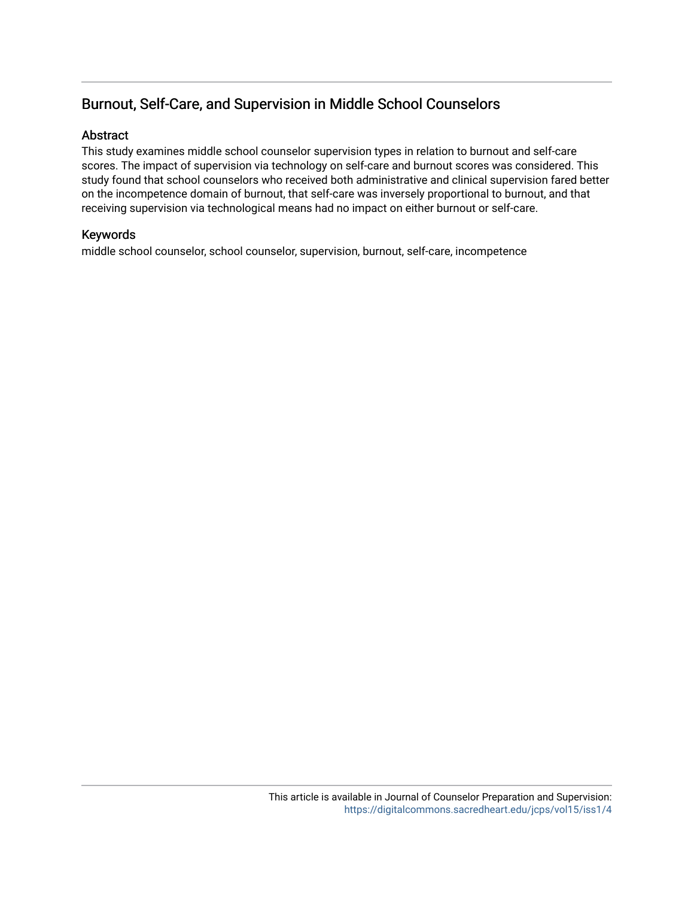## Burnout, Self-Care, and Supervision in Middle School Counselors

### Abstract

This study examines middle school counselor supervision types in relation to burnout and self-care scores. The impact of supervision via technology on self-care and burnout scores was considered. This study found that school counselors who received both administrative and clinical supervision fared better on the incompetence domain of burnout, that self-care was inversely proportional to burnout, and that receiving supervision via technological means had no impact on either burnout or self-care.

### Keywords

middle school counselor, school counselor, supervision, burnout, self-care, incompetence

This article is available in Journal of Counselor Preparation and Supervision: https://digitalcommons.sacredheart.edu/jcps/vol15/iss1/4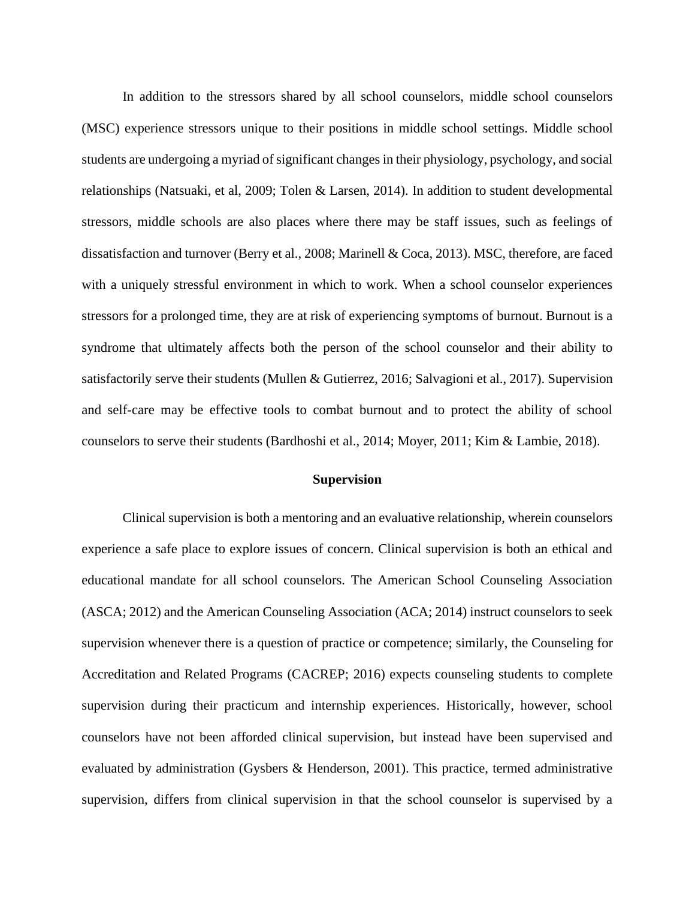In addition to the stressors shared by all school counselors, middle school counselors (MSC) experience stressors unique to their positions in middle school settings. Middle school students are undergoing a myriad of significant changes in their physiology, psychology, and social relationships (Natsuaki, et al, 2009; Tolen & Larsen, 2014). In addition to student developmental stressors, middle schools are also places where there may be staff issues, such as feelings of dissatisfaction and turnover (Berry et al., 2008; Marinell & Coca, 2013). MSC, therefore, are faced with a uniquely stressful environment in which to work. When a school counselor experiences stressors for a prolonged time, they are at risk of experiencing symptoms of burnout. Burnout is a syndrome that ultimately affects both the person of the school counselor and their ability to satisfactorily serve their students (Mullen & Gutierrez, 2016; Salvagioni et al., 2017). Supervision and self-care may be effective tools to combat burnout and to protect the ability of school counselors to serve their students (Bardhoshi et al., 2014; Moyer, 2011; Kim & Lambie, 2018).

## Supervision

Clinical supervision is both a mentoring and an evaluative relationship, wherein counselors experience a safe place to explore issues of concern. Clinical supervision is both an ethical and educational mandate for all school counselors. The American School Counseling Association (ASCA; 2012) and the American Counseling Association (ACA; 2014) instruct counselors to seek supervision whenever there is a question of practice or competence; similarly, the Counseling for Accreditation and Related Programs (CACREP; 2016) expects counseling students to complete supervision during their practicum and internship experiences. Historically, however, school counselors have not been afforded clinical supervision, but instead have been supervised and evaluated by administration (Gysbers & Henderson, 2001). This practice, termed administrative supervision, differs from clinical supervision in that the school counselor is supervised by a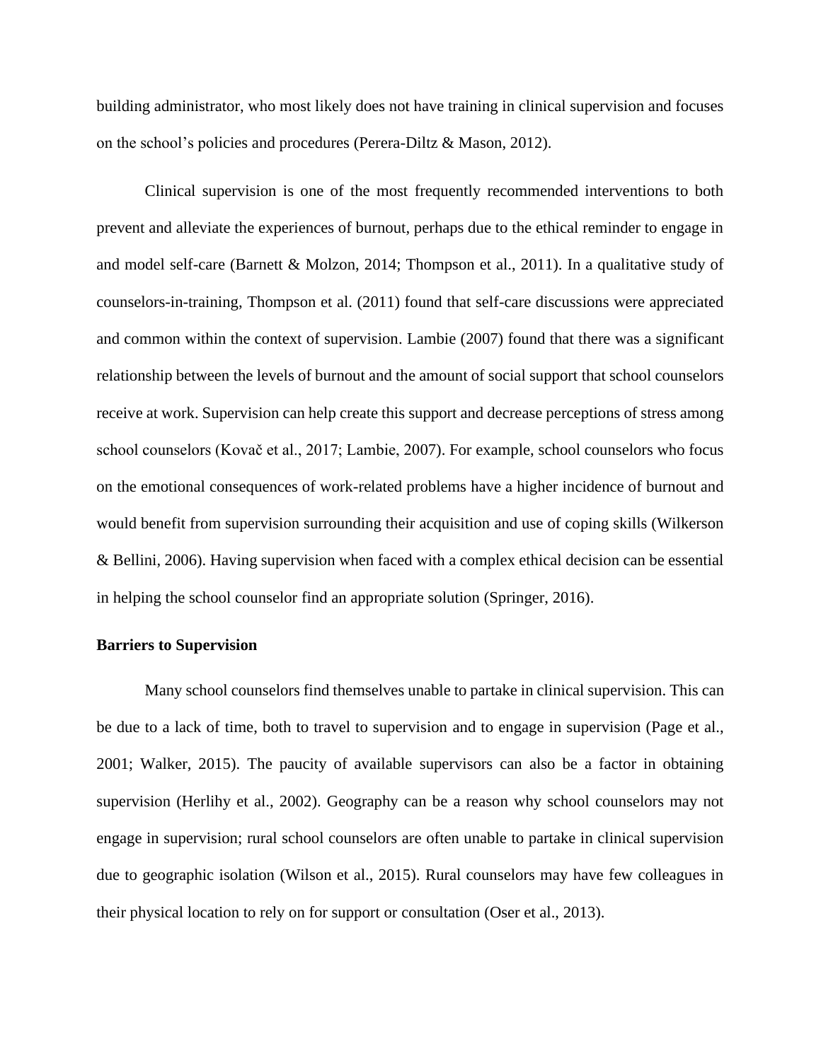building administrator, who most likely does not have training in clinical supervision and focuses on the school's policies and procedures (Perera-Diltz & Mason, 2012).

Clinical supervision is one of the most frequently recommended interventions to both prevent and alleviate the experiences of burnout, perhaps due to the ethical reminder to engage in and model self-care (Barnett & Molzon, 2014; Thompson et al., 2011). In a qualitative study of counselors-in-training, Thompson et al. (2011) found that self-care discussions were appreciated and common within the context of supervision. Lambie (2007) found that there was a significant relationship between the levels of burnout and the amount of social support that school counselors receive at work. Supervision can help create this support and decrease perceptions of stress among school counselors (Kovač et al., 2017; Lambie, 2007). For example, school counselors who focus on the emotional consequences of work-related problems have a higher incidence of burnout and would benefit from supervision surrounding their acquisition and use of coping skills (Wilkerson & Bellini, 2006). Having supervision when faced with a complex ethical decision can be essential in helping the school counselor find an appropriate solution (Springer, 2016).

**Barriers to Supervision**

Many school counselors find themselves unable to partake in clinical supervision. This can be due to a lack of time, both to travel to supervision and to engage in supervision (Page et al., 2001; Walker, 2015). The paucity of available supervisors can also be a factor in obtaining supervision (Herlihy et al., 2002). Geography can be a reason why school counselors may not engage in supervision; rural school counselors are often unable to partake in clinical supervision due to geographic isolation (Wilson et al., 2015). Rural counselors may have few colleagues in their physical location to rely on for support or consultation (Oser et al., 2013).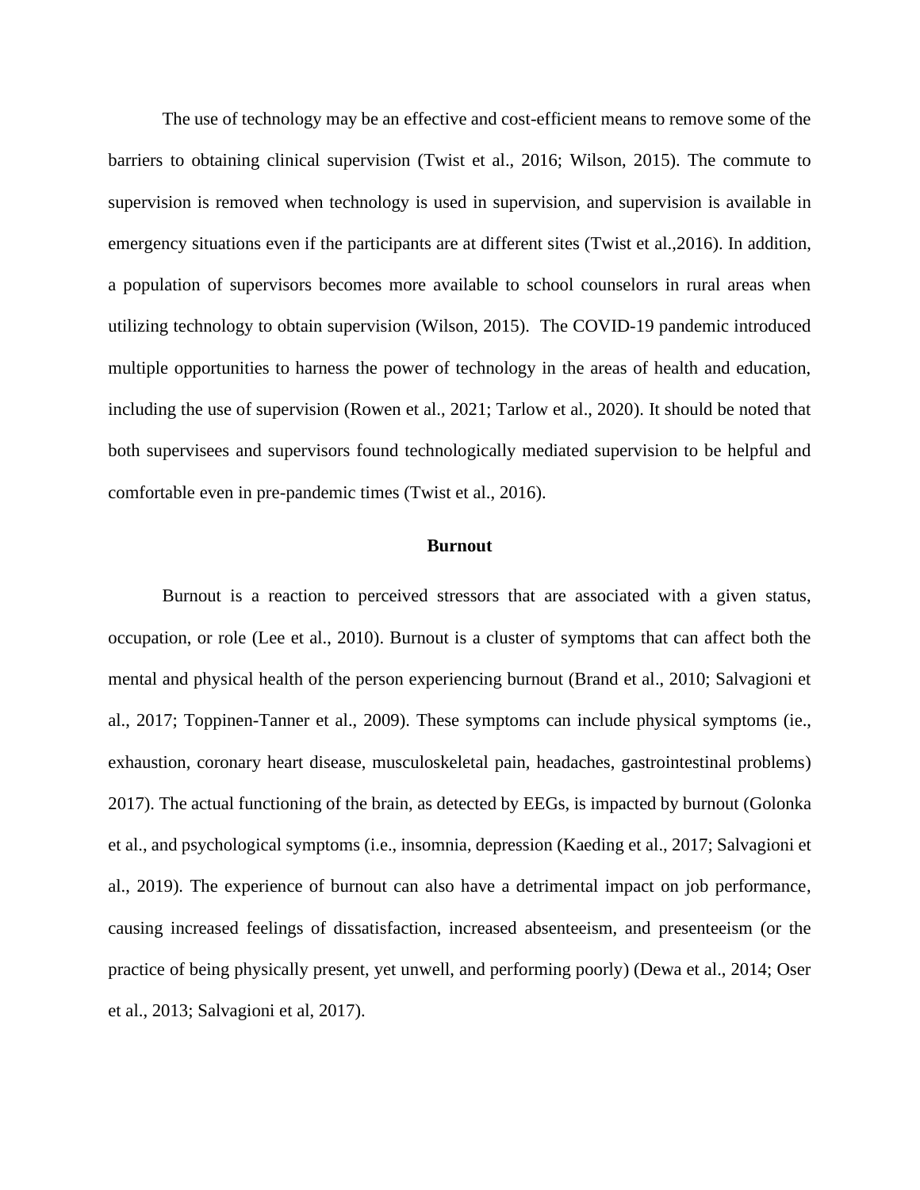The use of technology may be an effective and cost-efficient means to remove some of the barriers to obtaining clinical supervision (Twist et al., 2016; Wilson, 2015). The commute to supervision is removed when technology is used in supervision, and supervision is available in emergency situations even if the participants are at different sites (Twist et al.,2016). In addition, a population of supervisors becomes more available to school counselors in rural areas when utilizing technology to obtain supervision (Wilson, 2015). The COVID-19 pandemic introduced multiple opportunities to harness the power of technology in the areas of health and education, including the use of supervision (Rowen et al., 2021; Tarlow et al., 2020). It should be noted that both supervisees and supervisors found technologically mediated supervision to be helpful and comfortable even in pre-pandemic times (Twist et al., 2016).

## Burnout

Burnout is a reaction to perceived stressors that are associated with a given status, occupation, or role (Lee et al., 2010). Burnout is a cluster of symptoms that can affect both the mental and physical health of the person experiencing burnout (Brand et al., 2010; Salvagioni et al., 2017; Toppinen-Tanner et al., 2009). These symptoms can include physical symptoms (ie., exhaustion, coronary heart disease, musculoskeletal pain, headaches, gastrointestinal problems) 2017). The actual functioning of the brain, as detected by EEGs, is impacted by burnout (Golonka et al., and psychological symptoms (i.e., insomnia, depression (Kaeding et al., 2017; Salvagioni et al., 2019). The experience of burnout can also have a detrimental impact on job performance, causing increased feelings of dissatisfaction, increased absenteeism, and presenteeism (or the practice of being physically present, yet unwell, and performing poorly) (Dewa et al., 2014; Oser et al., 2013; Salvagioni et al, 2017).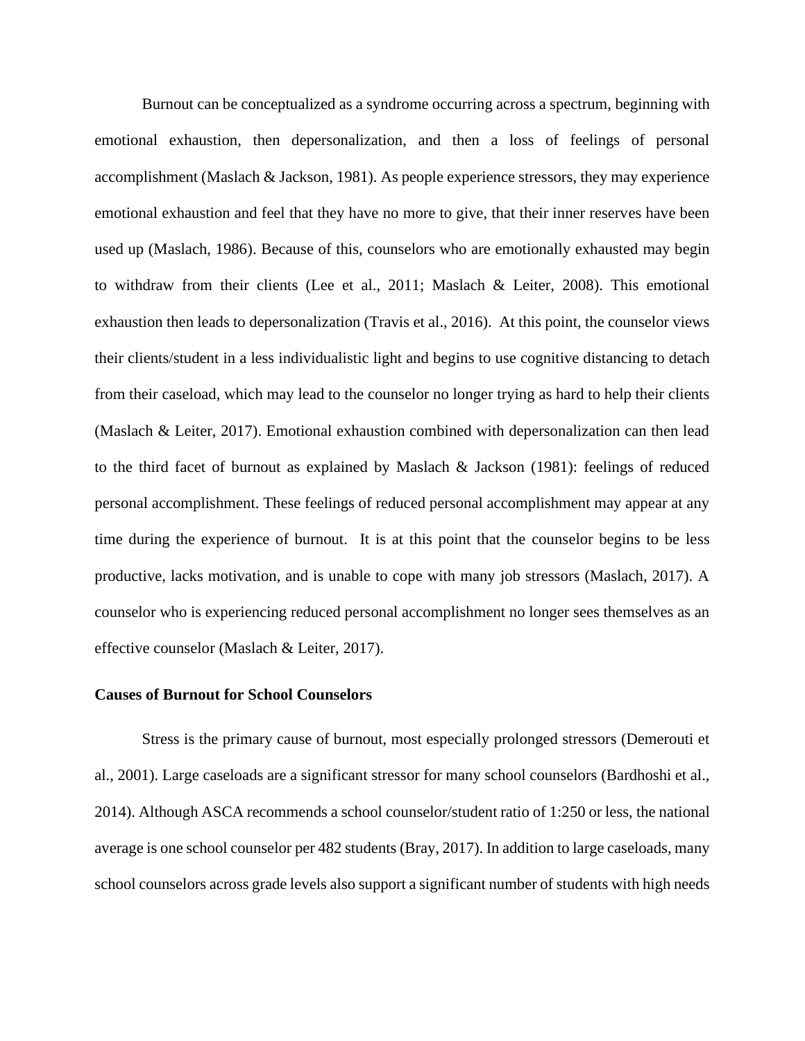Burnout can be conceptualized as a syndrome occurring across a spectrum, beginning with emotional exhaustion, then depersonalization, and then a loss of feelings of personal accomplishment (Maslach & Jackson, 1981). As people experience stressors, they may experience emotional exhaustion and feel that they have no more to give, that their inner reserves have been used up (Maslach, 1986). Because of this, counselors who are emotionally exhausted may begin to withdraw from their clients (Lee et al., 2011; Maslach & Leiter, 2008). This emotional exhaustion then leads to depersonalization (Travis et al., 2016). At this point, the counselor views their clients/student in a less individualistic light and begins to use cognitive distancing to detach from their caseload, which may lead to the counselor no longer trying as hard to help their clients (Maslach & Leiter, 2017). Emotional exhaustion combined with depersonalization can then lead to the third facet of burnout as explained by Maslach & Jackson (1981): feelings of reduced personal accomplishment. These feelings of reduced personal accomplishment may appear at any time during the experience of burnout. It is at this point that the counselor begins to be less productive, lacks motivation, and is unable to cope with many job stressors (Maslach, 2017). A counselor who is experiencing reduced personal accomplishment no longer sees themselves as an effective counselor (Maslach & Leiter, 2017).

**Causes of Burnout for School Counselors**

Stress is the primary cause of burnout, most especially prolonged stressors (Demerouti et al., 2001). Large caseloads are a significant stressor for many school counselors (Bardhoshi et al., 2014). Although ASCA recommends a school counselor/student ratio of 1:250 or less, the national average is one school counselor per 482 students (Bray, 2017). In addition to large caseloads, many school counselors across grade levels also support a significant number of students with high needs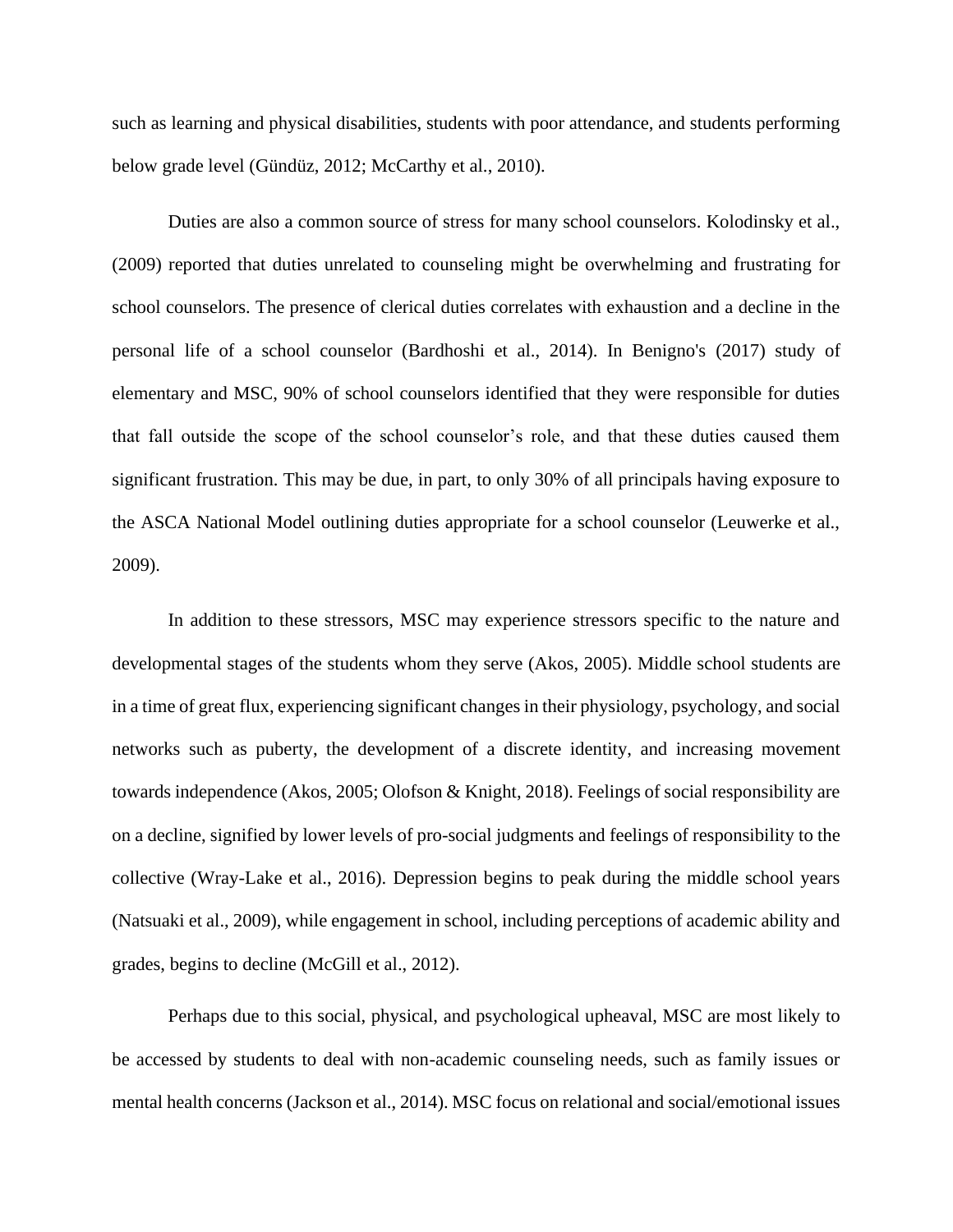such as learning and physical disabilities, students with poor attendance, and students performing below grade level (Gündüz, 2012; McCarthy et al., 2010).

Duties are also a common source of stress for many school counselors. Kolodinsky et al., (2009) reported that duties unrelated to counseling might be overwhelming and frustrating for school counselors. The presence of clerical duties correlates with exhaustion and a decline in the personal life of a school counselor (Bardhoshi et al., 2014). In Benigno's (2017) study of elementary and MSC, 90% of school counselors identified that they were responsible for duties that fall outside the scope of the school counselor's role, and that these duties caused them significant frustration. This may be due, in part, to only 30% of all principals having exposure to the ASCA National Model outlining duties appropriate for a school counselor (Leuwerke et al., 2009).

In addition to these stressors, MSC may experience stressors specific to the nature and developmental stages of the students whom they serve (Akos, 2005). Middle school students are in a time of great flux, experiencing significant changes in their physiology, psychology, and social networks such as puberty, the development of a discrete identity, and increasing movement towards independence (Akos, 2005; Olofson & Knight, 2018). Feelings of social responsibility are on a decline, signified by lower levels of pro-social judgments and feelings of responsibility to the collective (Wray-Lake et al., 2016). Depression begins to peak during the middle school years (Natsuaki et al., 2009), while engagement in school, including perceptions of academic ability and grades, begins to decline (McGill et al., 2012).

Perhaps due to this social, physical, and psychological upheaval, MSC are most likely to be accessed by students to deal with non-academic counseling needs, such as family issues or mental health concerns (Jackson et al., 2014). MSC focus on relational and social/emotional issues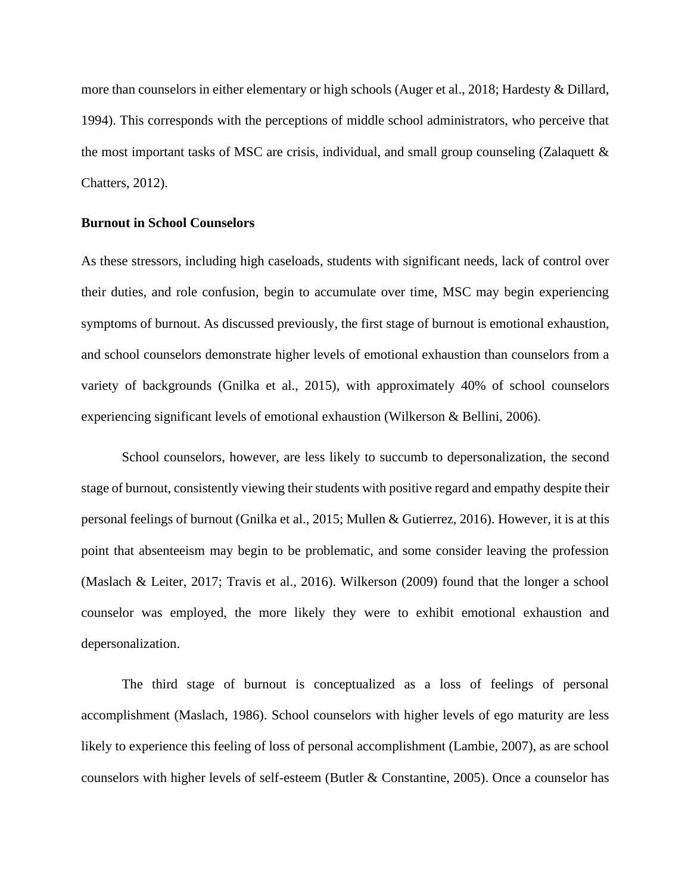more than counselors in either elementary or high schools (Auger et al., 2018; Hardesty & Dillard, 1994). This corresponds with the perceptions of middle school administrators, who perceive that the most important tasks of MSC are crisis, individual, and small group counseling (Zalaquett & Chatters, 2012).

**Burnout in School Counselors**

As these stressors, including high caseloads, students with significant needs, lack of control over their duties, and role confusion, begin to accumulate over time, MSC may begin experiencing symptoms of burnout. As discussed previously, the first stage of burnout is emotional exhaustion, and school counselors demonstrate higher levels of emotional exhaustion than counselors from a variety of backgrounds (Gnilka et al., 2015), with approximately 40% of school counselors experiencing significant levels of emotional exhaustion (Wilkerson & Bellini, 2006).

School counselors, however, are less likely to succumb to depersonalization, the second stage of burnout, consistently viewing their students with positive regard and empathy despite their personal feelings of burnout (Gnilka et al., 2015; Mullen & Gutierrez, 2016). However, it is at this point that absenteeism may begin to be problematic, and some consider leaving the profession (Maslach & Leiter, 2017; Travis et al., 2016). Wilkerson (2009) found that the longer a school counselor was employed, the more likely they were to exhibit emotional exhaustion and depersonalization.

The third stage of burnout is conceptualized as a loss of feelings of personal accomplishment (Maslach, 1986). School counselors with higher levels of ego maturity are less likely to experience this feeling of loss of personal accomplishment (Lambie, 2007), as are school counselors with higher levels of self-esteem (Butler & Constantine, 2005). Once a counselor has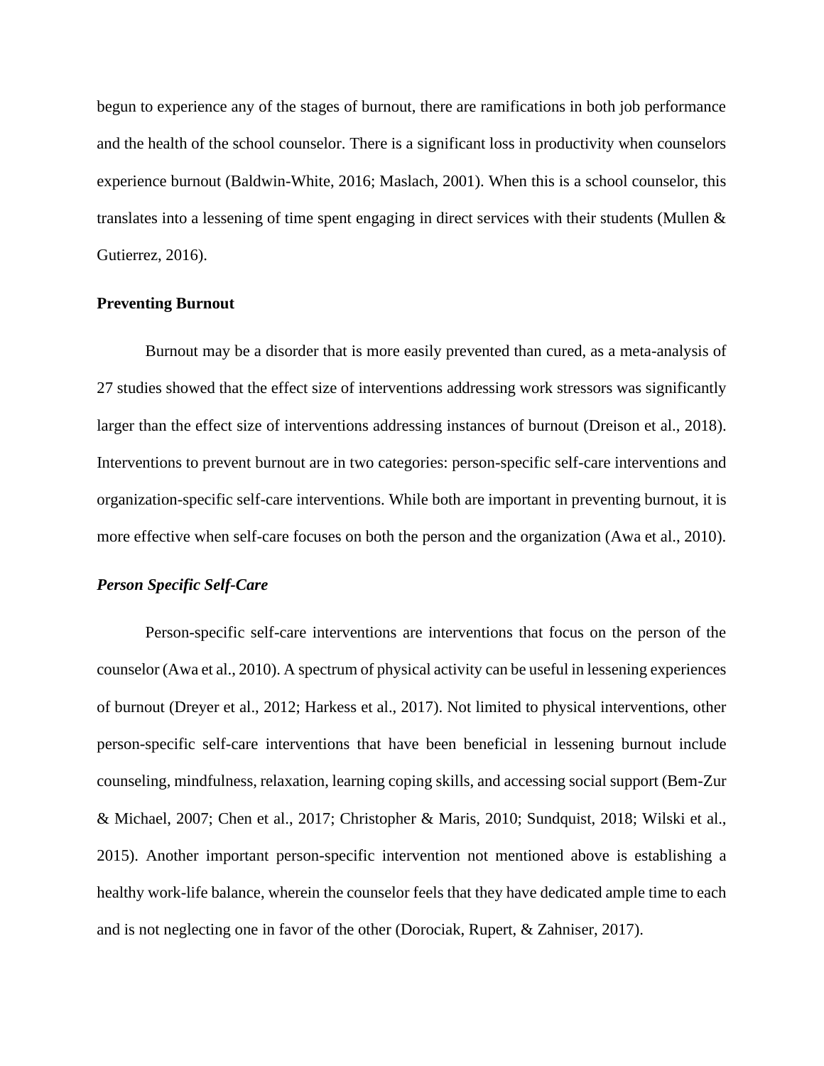begun to experience any of the stages of burnout, there are ramifications in both job performance and the health of the school counselor. There is a significant loss in productivity when counselors experience burnout (Baldwin-White, 2016; Maslach, 2001). When this is a school counselor, this translates into a lessening of time spent engaging in direct services with their students (Mullen & Gutierrez, 2016).

## Preventing Burnout

Burnout may be a disorder that is more easily prevented than cured, as a meta-analysis of 27 studies showed that the effect size of interventions addressing work stressors was significantly larger than the effect size of interventions addressing instances of burnout (Dreison et al., 2018). Interventions to prevent burnout are in two categories: person-specific self-care interventions and organization-specific self-care interventions. While both are important in preventing burnout, it is more effective when self-care focuses on both the person and the organization (Awa et al., 2010).

### *Person Specific Self-Care*

Person-specific self-care interventions are interventions that focus on the person of the counselor (Awa et al., 2010). A spectrum of physical activity can be useful in lessening experiences of burnout (Dreyer et al., 2012; Harkess et al., 2017). Not limited to physical interventions, other person-specific self-care interventions that have been beneficial in lessening burnout include counseling, mindfulness, relaxation, learning coping skills, and accessing social support (Bem-Zur & Michael, 2007; Chen et al., 2017; Christopher & Maris, 2010; Sundquist, 2018; Wilski et al., 2015). Another important person-specific intervention not mentioned above is establishing a healthy work-life balance, wherein the counselor feels that they have dedicated ample time to each and is not neglecting one in favor of the other (Dorociak, Rupert, & Zahniser, 2017).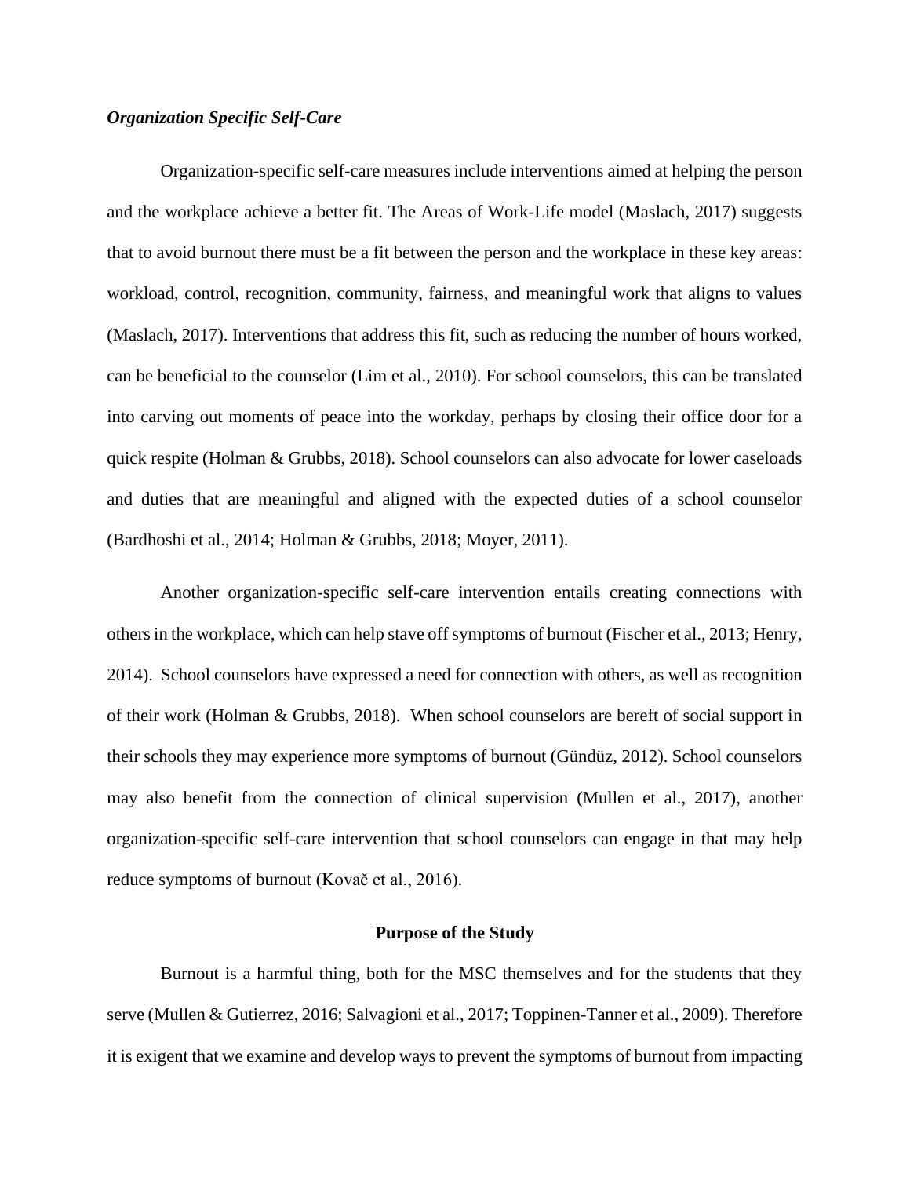### *Organization Specific Self-Care*

Organization-specific self-care measures include interventions aimed at helping the person and the workplace achieve a better fit. The Areas of Work-Life model (Maslach, 2017) suggests that to avoid burnout there must be a fit between the person and the workplace in these key areas: workload, control, recognition, community, fairness, and meaningful work that aligns to values (Maslach, 2017). Interventions that address this fit, such as reducing the number of hours worked, can be beneficial to the counselor (Lim et al., 2010). For school counselors, this can be translated into carving out moments of peace into the workday, perhaps by closing their office door for a quick respite (Holman & Grubbs, 2018). School counselors can also advocate for lower caseloads and duties that are meaningful and aligned with the expected duties of a school counselor (Bardhoshi et al., 2014; Holman & Grubbs, 2018; Moyer, 2011).

Another organization-specific self-care intervention entails creating connections with others in the workplace, which can help stave off symptoms of burnout (Fischer et al., 2013; Henry, 2014). School counselors have expressed a need for connection with others, as well as recognition of their work (Holman & Grubbs, 2018). When school counselors are bereft of social support in their schools they may experience more symptoms of burnout (Gündüz, 2012). School counselors may also benefit from the connection of clinical supervision (Mullen et al., 2017), another organization-specific self-care intervention that school counselors can engage in that may help reduce symptoms of burnout (Kovač et al., 2016).

## Purpose of the Study

Burnout is a harmful thing, both for the MSC themselves and for the students that they serve (Mullen & Gutierrez, 2016; Salvagioni et al., 2017; Toppinen-Tanner et al., 2009). Therefore it is exigent that we examine and develop ways to prevent the symptoms of burnout from impacting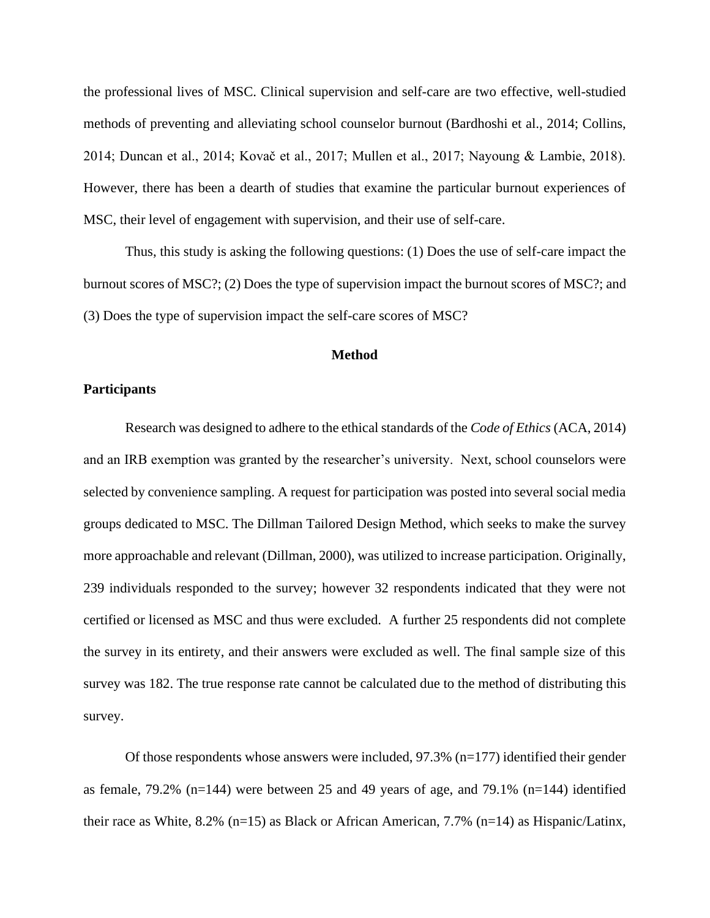the professional lives of MSC. Clinical supervision and self-care are two effective, well-studied methods of preventing and alleviating school counselor burnout (Bardhoshi et al., 2014; Collins, 2014; Duncan et al., 2014; Kovač et al., 2017; Mullen et al., 2017; Nayoung & Lambie, 2018). However, there has been a dearth of studies that examine the particular burnout experiences of MSC, their level of engagement with supervision, and their use of self-care.

Thus, this study is asking the following questions: (1) Does the use of self-care impact the burnout scores of MSC?; (2) Does the type of supervision impact the burnout scores of MSC?; and (3) Does the type of supervision impact the self-care scores of MSC?

## Method

### Participants

Research was designed to adhere to the ethical standards of the *Code of Ethics* (ACA, 2014) and an IRB exemption was granted by the researcher's university. Next, school counselors were selected by convenience sampling. A request for participation was posted into several social media groups dedicated to MSC. The Dillman Tailored Design Method, which seeks to make the survey more approachable and relevant (Dillman, 2000), was utilized to increase participation. Originally, 239 individuals responded to the survey; however 32 respondents indicated that they were not certified or licensed as MSC and thus were excluded. A further 25 respondents did not complete the survey in its entirety, and their answers were excluded as well. The final sample size of this survey was 182. The true response rate cannot be calculated due to the method of distributing this survey.

Of those respondents whose answers were included, 97.3% (n=177) identified their gender as female, 79.2% (n=144) were between 25 and 49 years of age, and 79.1% (n=144) identified their race as White, 8.2% (n=15) as Black or African American, 7.7% (n=14) as Hispanic/Latinx,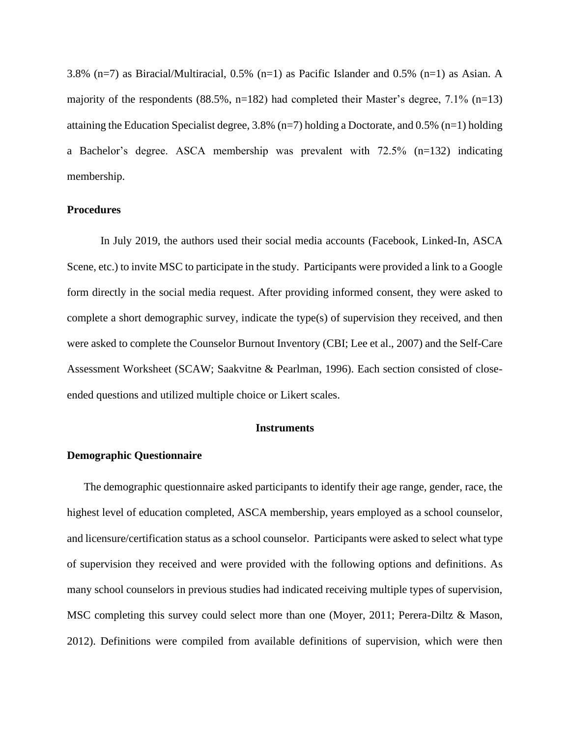3.8% (n=7) as Biracial/Multiracial, 0.5% (n=1) as Pacific Islander and 0.5% (n=1) as Asian. A majority of the respondents (88.5%, n=182) had completed their Master's degree, 7.1% (n=13) attaining the Education Specialist degree, 3.8% (n=7) holding a Doctorate, and 0.5% (n=1) holding a Bachelor's degree. ASCA membership was prevalent with 72.5% (n=132) indicating membership.

**Procedures**

In July 2019, the authors used their social media accounts (Facebook, Linked-In, ASCA Scene, etc.) to invite MSC to participate in the study. Participants were provided a link to a Google form directly in the social media request. After providing informed consent, they were asked to complete a short demographic survey, indicate the type(s) of supervision they received, and then were asked to complete the Counselor Burnout Inventory (CBI; Lee et al., 2007) and the Self-Care Assessment Worksheet (SCAW; Saakvitne & Pearlman, 1996). Each section consisted of close-ended questions and utilized multiple choice or Likert scales.

## Instruments

**Demographic Questionnaire**

The demographic questionnaire asked participants to identify their age range, gender, race, the highest level of education completed, ASCA membership, years employed as a school counselor, and licensure/certification status as a school counselor. Participants were asked to select what type of supervision they received and were provided with the following options and definitions. As many school counselors in previous studies had indicated receiving multiple types of supervision, MSC completing this survey could select more than one (Moyer, 2011; Perera-Diltz & Mason, 2012). Definitions were compiled from available definitions of supervision, which were then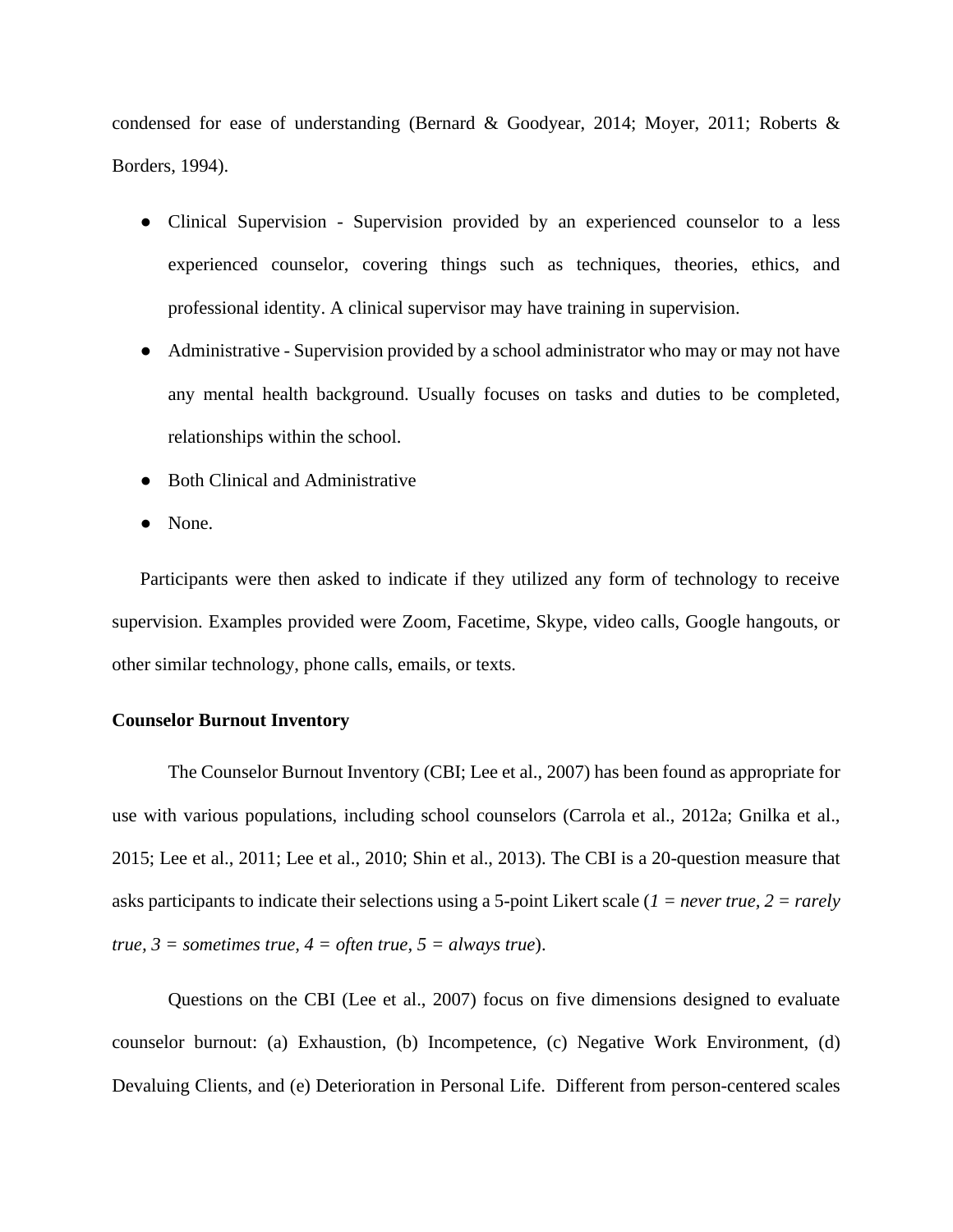condensed for ease of understanding (Bernard & Goodyear, 2014; Moyer, 2011; Roberts & Borders, 1994).

- Clinical Supervision - Supervision provided by an experienced counselor to a less experienced counselor, covering things such as techniques, theories, ethics, and professional identity. A clinical supervisor may have training in supervision.
- Administrative - Supervision provided by a school administrator who may or may not have any mental health background. Usually focuses on tasks and duties to be completed, relationships within the school.
- Both Clinical and Administrative
- None.

Participants were then asked to indicate if they utilized any form of technology to receive supervision. Examples provided were Zoom, Facetime, Skype, video calls, Google hangouts, or other similar technology, phone calls, emails, or texts.

**Counselor Burnout Inventory**

The Counselor Burnout Inventory (CBI; Lee et al., 2007) has been found as appropriate for use with various populations, including school counselors (Carrola et al., 2012a; Gnilka et al., 2015; Lee et al., 2011; Lee et al., 2010; Shin et al., 2013). The CBI is a 20-question measure that asks participants to indicate their selections using a 5-point Likert scale (*1 = never true, 2 = rarely true, 3 = sometimes true, 4 = often true, 5 = always true*).

Questions on the CBI (Lee et al., 2007) focus on five dimensions designed to evaluate counselor burnout: (a) Exhaustion, (b) Incompetence, (c) Negative Work Environment, (d) Devaluing Clients, and (e) Deterioration in Personal Life. Different from person-centered scales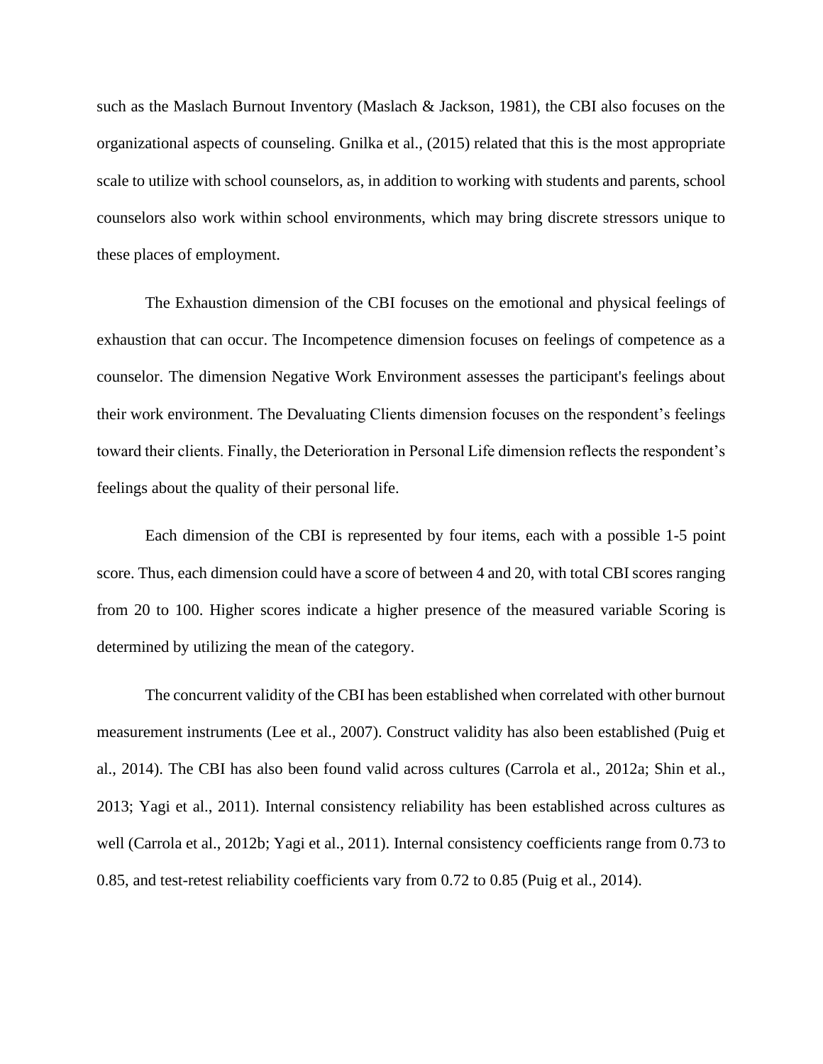such as the Maslach Burnout Inventory (Maslach & Jackson, 1981), the CBI also focuses on the organizational aspects of counseling. Gnilka et al., (2015) related that this is the most appropriate scale to utilize with school counselors, as, in addition to working with students and parents, school counselors also work within school environments, which may bring discrete stressors unique to these places of employment.

The Exhaustion dimension of the CBI focuses on the emotional and physical feelings of exhaustion that can occur. The Incompetence dimension focuses on feelings of competence as a counselor. The dimension Negative Work Environment assesses the participant's feelings about their work environment. The Devaluating Clients dimension focuses on the respondent's feelings toward their clients. Finally, the Deterioration in Personal Life dimension reflects the respondent's feelings about the quality of their personal life.

Each dimension of the CBI is represented by four items, each with a possible 1-5 point score. Thus, each dimension could have a score of between 4 and 20, with total CBI scores ranging from 20 to 100. Higher scores indicate a higher presence of the measured variable Scoring is determined by utilizing the mean of the category.

The concurrent validity of the CBI has been established when correlated with other burnout measurement instruments (Lee et al., 2007). Construct validity has also been established (Puig et al., 2014). The CBI has also been found valid across cultures (Carrola et al., 2012a; Shin et al., 2013; Yagi et al., 2011). Internal consistency reliability has been established across cultures as well (Carrola et al., 2012b; Yagi et al., 2011). Internal consistency coefficients range from 0.73 to 0.85, and test-retest reliability coefficients vary from 0.72 to 0.85 (Puig et al., 2014).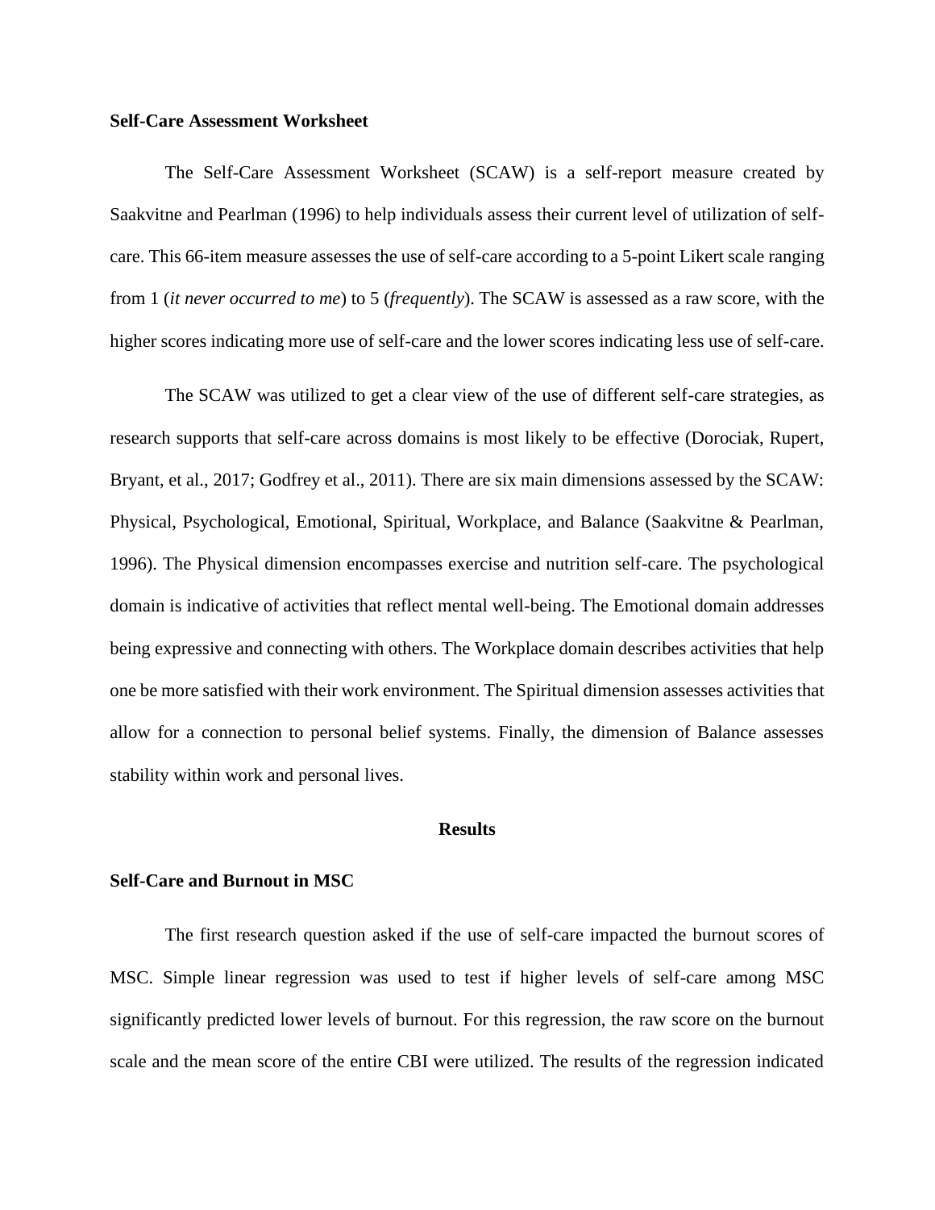**Self-Care Assessment Worksheet**

The Self-Care Assessment Worksheet (SCAW) is a self-report measure created by Saakvitne and Pearlman (1996) to help individuals assess their current level of utilization of self-care. This 66-item measure assesses the use of self-care according to a 5-point Likert scale ranging from 1 (*it never occurred to me*) to 5 (*frequently*). The SCAW is assessed as a raw score, with the higher scores indicating more use of self-care and the lower scores indicating less use of self-care.

The SCAW was utilized to get a clear view of the use of different self-care strategies, as research supports that self-care across domains is most likely to be effective (Dorociak, Rupert, Bryant, et al., 2017; Godfrey et al., 2011). There are six main dimensions assessed by the SCAW: Physical, Psychological, Emotional, Spiritual, Workplace, and Balance (Saakvitne & Pearlman, 1996). The Physical dimension encompasses exercise and nutrition self-care. The psychological domain is indicative of activities that reflect mental well-being. The Emotional domain addresses being expressive and connecting with others. The Workplace domain describes activities that help one be more satisfied with their work environment. The Spiritual dimension assesses activities that allow for a connection to personal belief systems. Finally, the dimension of Balance assesses stability within work and personal lives.

## Results

**Self-Care and Burnout in MSC**

The first research question asked if the use of self-care impacted the burnout scores of MSC. Simple linear regression was used to test if higher levels of self-care among MSC significantly predicted lower levels of burnout. For this regression, the raw score on the burnout scale and the mean score of the entire CBI were utilized. The results of the regression indicated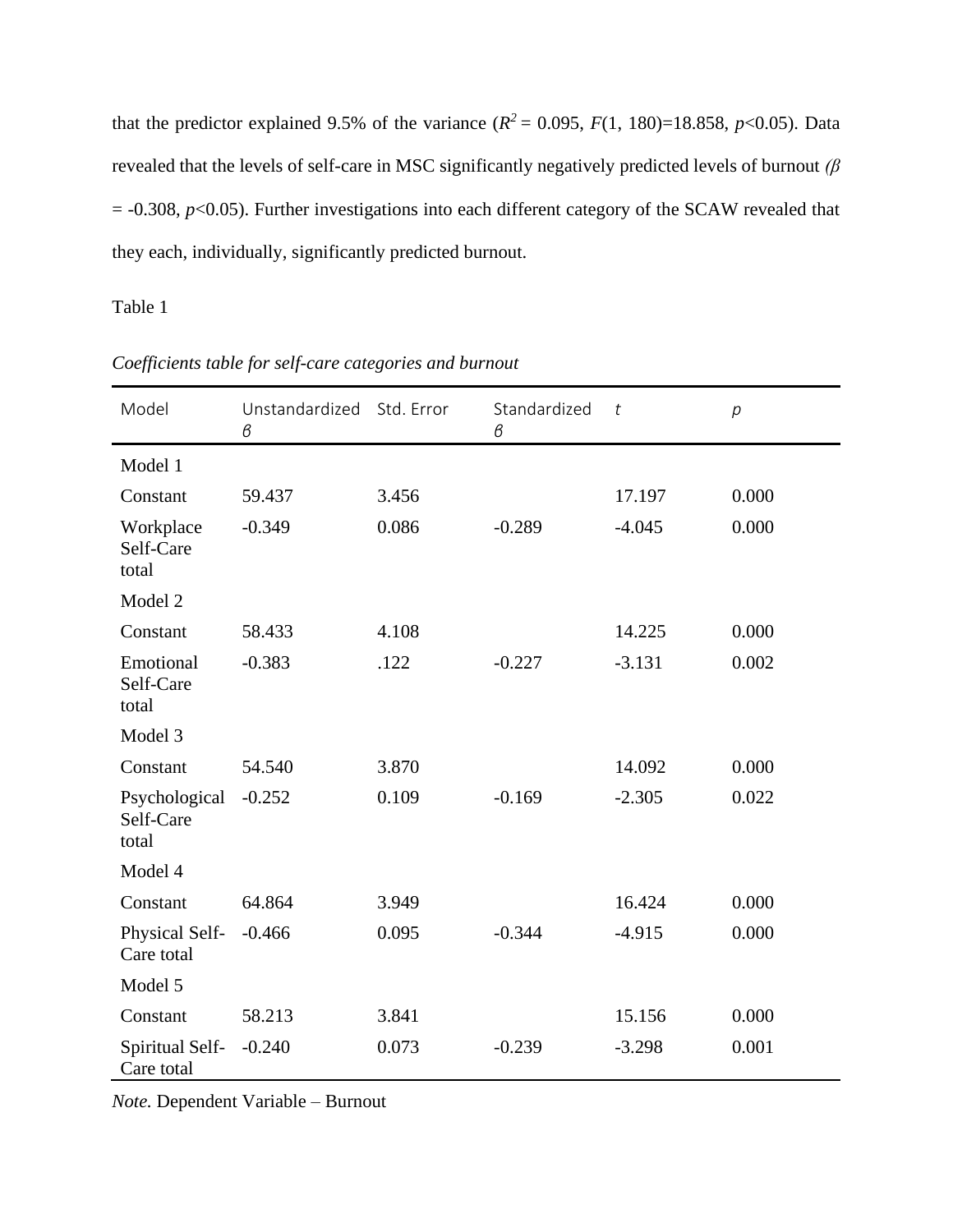that the predictor explained 9.5% of the variance ($R^2 = 0.095$, $F(1, 180)=18.858$, $p<0.05$). Data revealed that the levels of self-care in MSC significantly negatively predicted levels of burnout *(β* = -0.308, $p<0.05$). Further investigations into each different category of the SCAW revealed that they each, individually, significantly predicted burnout.

Table 1

*Coefficients table for self-care categories and burnout*

| Model | Unstandardized *β* | Std. Error | Standardized *β* | *t* | *p* |
|---|---|---|---|---|---|
| Model 1 | | | | | |
| Constant | 59.437 | 3.456 | | 17.197 | 0.000 |
| Workplace Self-Care total | -0.349 | 0.086 | -0.289 | -4.045 | 0.000 |
| Model 2 | | | | | |
| Constant | 58.433 | 4.108 | | 14.225 | 0.000 |
| Emotional Self-Care total | -0.383 | .122 | -0.227 | -3.131 | 0.002 |
| Model 3 | | | | | |
| Constant | 54.540 | 3.870 | | 14.092 | 0.000 |
| Psychological Self-Care total | -0.252 | 0.109 | -0.169 | -2.305 | 0.022 |
| Model 4 | | | | | |
| Constant | 64.864 | 3.949 | | 16.424 | 0.000 |
| Physical Self-Care total | -0.466 | 0.095 | -0.344 | -4.915 | 0.000 |
| Model 5 | | | | | |
| Constant | 58.213 | 3.841 | | 15.156 | 0.000 |
| Spiritual Self-Care total | -0.240 | 0.073 | -0.239 | -3.298 | 0.001 |

*Note.* Dependent Variable – Burnout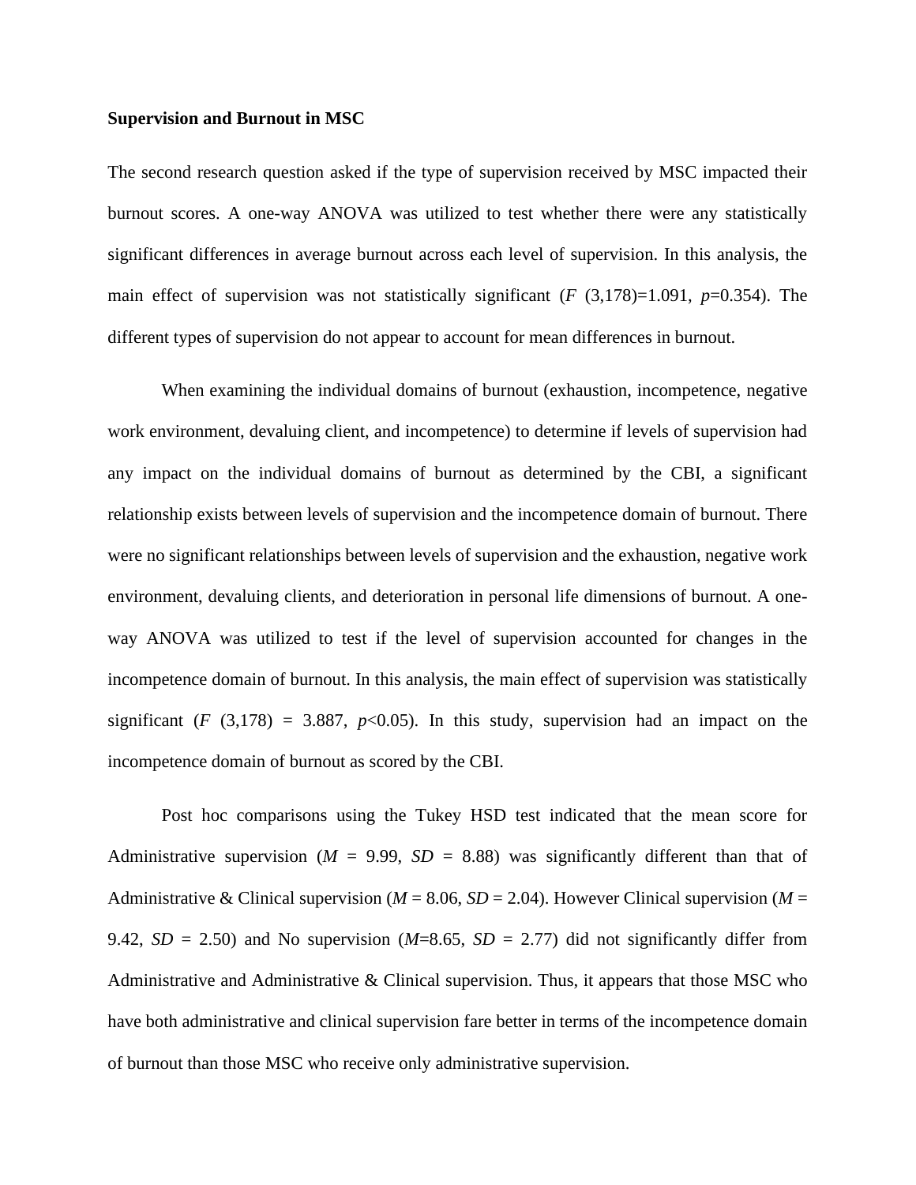**Supervision and Burnout in MSC**

The second research question asked if the type of supervision received by MSC impacted their burnout scores. A one-way ANOVA was utilized to test whether there were any statistically significant differences in average burnout across each level of supervision. In this analysis, the main effect of supervision was not statistically significant ($F$ (3,178)=1.091, $p$=0.354). The different types of supervision do not appear to account for mean differences in burnout.

When examining the individual domains of burnout (exhaustion, incompetence, negative work environment, devaluing client, and incompetence) to determine if levels of supervision had any impact on the individual domains of burnout as determined by the CBI, a significant relationship exists between levels of supervision and the incompetence domain of burnout. There were no significant relationships between levels of supervision and the exhaustion, negative work environment, devaluing clients, and deterioration in personal life dimensions of burnout. A one-way ANOVA was utilized to test if the level of supervision accounted for changes in the incompetence domain of burnout. In this analysis, the main effect of supervision was statistically significant ($F$ (3,178) = 3.887, $p$<0.05). In this study, supervision had an impact on the incompetence domain of burnout as scored by the CBI.

Post hoc comparisons using the Tukey HSD test indicated that the mean score for Administrative supervision ($M$ = 9.99, $SD$ = 8.88) was significantly different than that of Administrative & Clinical supervision ($M$ = 8.06, $SD$ = 2.04). However Clinical supervision ($M$ = 9.42, $SD$ = 2.50) and No supervision ($M$=8.65, $SD$ = 2.77) did not significantly differ from Administrative and Administrative & Clinical supervision. Thus, it appears that those MSC who have both administrative and clinical supervision fare better in terms of the incompetence domain of burnout than those MSC who receive only administrative supervision.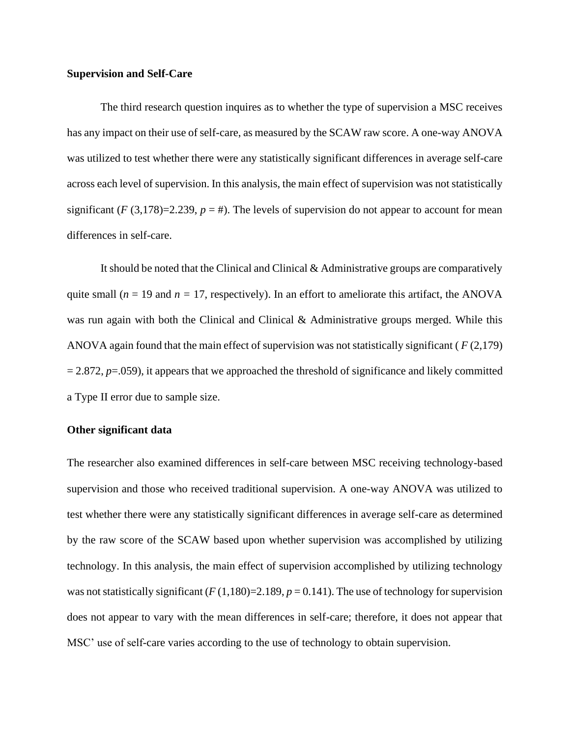**Supervision and Self-Care**

The third research question inquires as to whether the type of supervision a MSC receives has any impact on their use of self-care, as measured by the SCAW raw score. A one-way ANOVA was utilized to test whether there were any statistically significant differences in average self-care across each level of supervision. In this analysis, the main effect of supervision was not statistically significant ($F$ (3,178)=2.239, $p$ = #). The levels of supervision do not appear to account for mean differences in self-care.

It should be noted that the Clinical and Clinical & Administrative groups are comparatively quite small ($n$ = 19 and $n$ = 17, respectively). In an effort to ameliorate this artifact, the ANOVA was run again with both the Clinical and Clinical & Administrative groups merged. While this ANOVA again found that the main effect of supervision was not statistically significant ( $F$ (2,179) = 2.872, $p$=.059), it appears that we approached the threshold of significance and likely committed a Type II error due to sample size.

**Other significant data**

The researcher also examined differences in self-care between MSC receiving technology-based supervision and those who received traditional supervision. A one-way ANOVA was utilized to test whether there were any statistically significant differences in average self-care as determined by the raw score of the SCAW based upon whether supervision was accomplished by utilizing technology. In this analysis, the main effect of supervision accomplished by utilizing technology was not statistically significant ($F$ (1,180)=2.189, $p$ = 0.141). The use of technology for supervision does not appear to vary with the mean differences in self-care; therefore, it does not appear that MSC' use of self-care varies according to the use of technology to obtain supervision.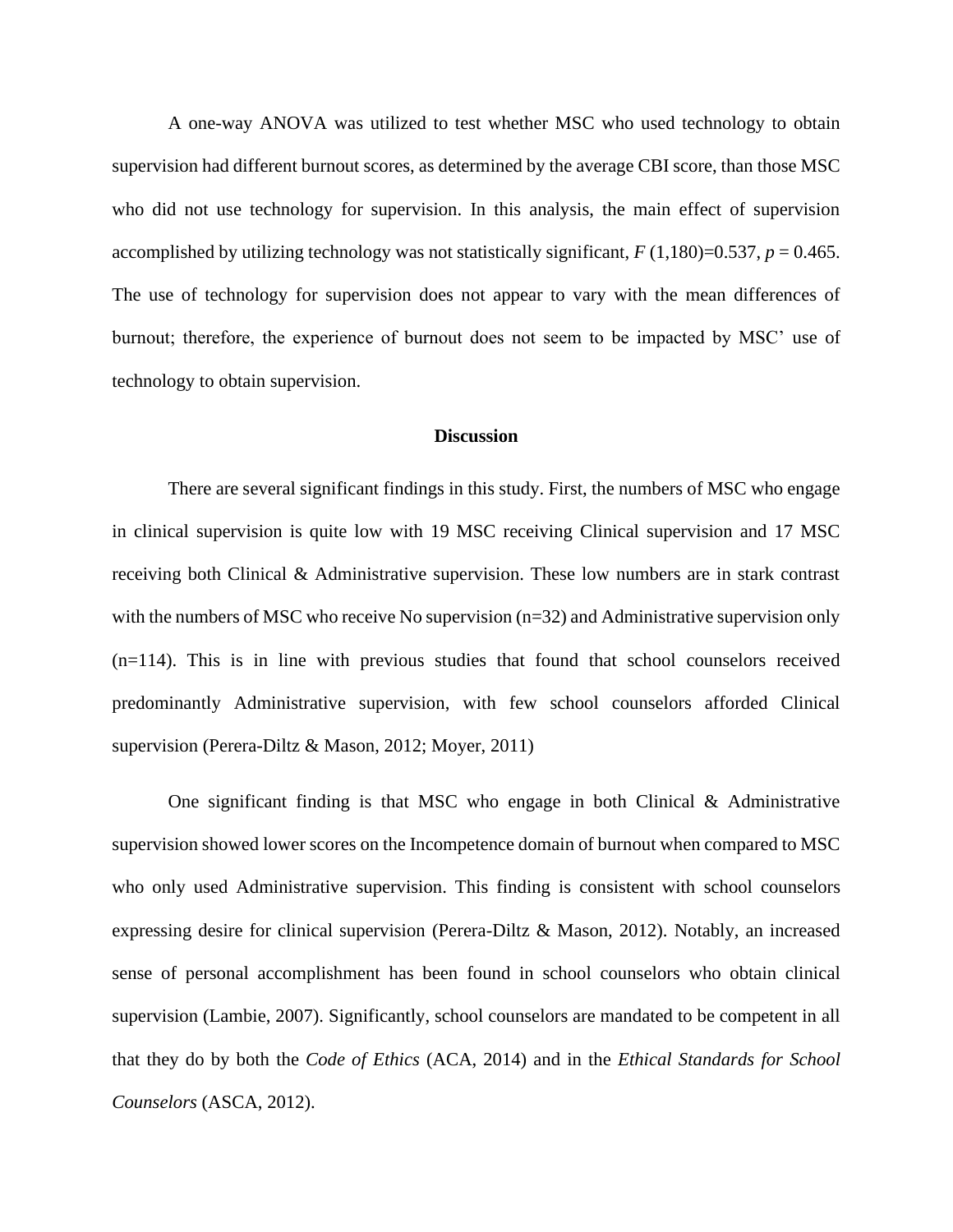A one-way ANOVA was utilized to test whether MSC who used technology to obtain supervision had different burnout scores, as determined by the average CBI score, than those MSC who did not use technology for supervision. In this analysis, the main effect of supervision accomplished by utilizing technology was not statistically significant, $F$ (1,180)=0.537, $p$ = 0.465. The use of technology for supervision does not appear to vary with the mean differences of burnout; therefore, the experience of burnout does not seem to be impacted by MSC' use of technology to obtain supervision.

## Discussion

There are several significant findings in this study. First, the numbers of MSC who engage in clinical supervision is quite low with 19 MSC receiving Clinical supervision and 17 MSC receiving both Clinical & Administrative supervision. These low numbers are in stark contrast with the numbers of MSC who receive No supervision (n=32) and Administrative supervision only (n=114). This is in line with previous studies that found that school counselors received predominantly Administrative supervision, with few school counselors afforded Clinical supervision (Perera-Diltz & Mason, 2012; Moyer, 2011)

One significant finding is that MSC who engage in both Clinical & Administrative supervision showed lower scores on the Incompetence domain of burnout when compared to MSC who only used Administrative supervision. This finding is consistent with school counselors expressing desire for clinical supervision (Perera-Diltz & Mason, 2012). Notably, an increased sense of personal accomplishment has been found in school counselors who obtain clinical supervision (Lambie, 2007). Significantly, school counselors are mandated to be competent in all that they do by both the *Code of Ethics* (ACA, 2014) and in the *Ethical Standards for School Counselors* (ASCA, 2012).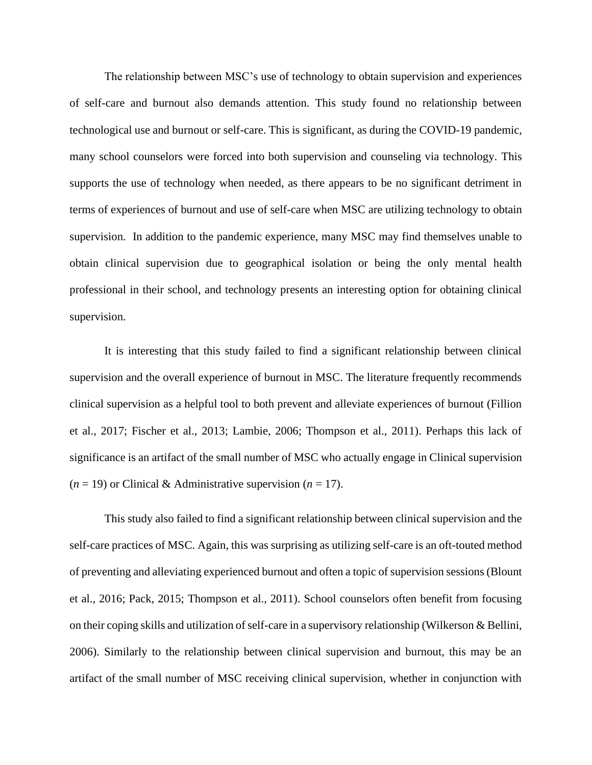The relationship between MSC's use of technology to obtain supervision and experiences of self-care and burnout also demands attention. This study found no relationship between technological use and burnout or self-care. This is significant, as during the COVID-19 pandemic, many school counselors were forced into both supervision and counseling via technology. This supports the use of technology when needed, as there appears to be no significant detriment in terms of experiences of burnout and use of self-care when MSC are utilizing technology to obtain supervision. In addition to the pandemic experience, many MSC may find themselves unable to obtain clinical supervision due to geographical isolation or being the only mental health professional in their school, and technology presents an interesting option for obtaining clinical supervision.

It is interesting that this study failed to find a significant relationship between clinical supervision and the overall experience of burnout in MSC. The literature frequently recommends clinical supervision as a helpful tool to both prevent and alleviate experiences of burnout (Fillion et al., 2017; Fischer et al., 2013; Lambie, 2006; Thompson et al., 2011). Perhaps this lack of significance is an artifact of the small number of MSC who actually engage in Clinical supervision ($n$ = 19) or Clinical & Administrative supervision ($n$ = 17).

This study also failed to find a significant relationship between clinical supervision and the self-care practices of MSC. Again, this was surprising as utilizing self-care is an oft-touted method of preventing and alleviating experienced burnout and often a topic of supervision sessions (Blount et al., 2016; Pack, 2015; Thompson et al., 2011). School counselors often benefit from focusing on their coping skills and utilization of self-care in a supervisory relationship (Wilkerson & Bellini, 2006). Similarly to the relationship between clinical supervision and burnout, this may be an artifact of the small number of MSC receiving clinical supervision, whether in conjunction with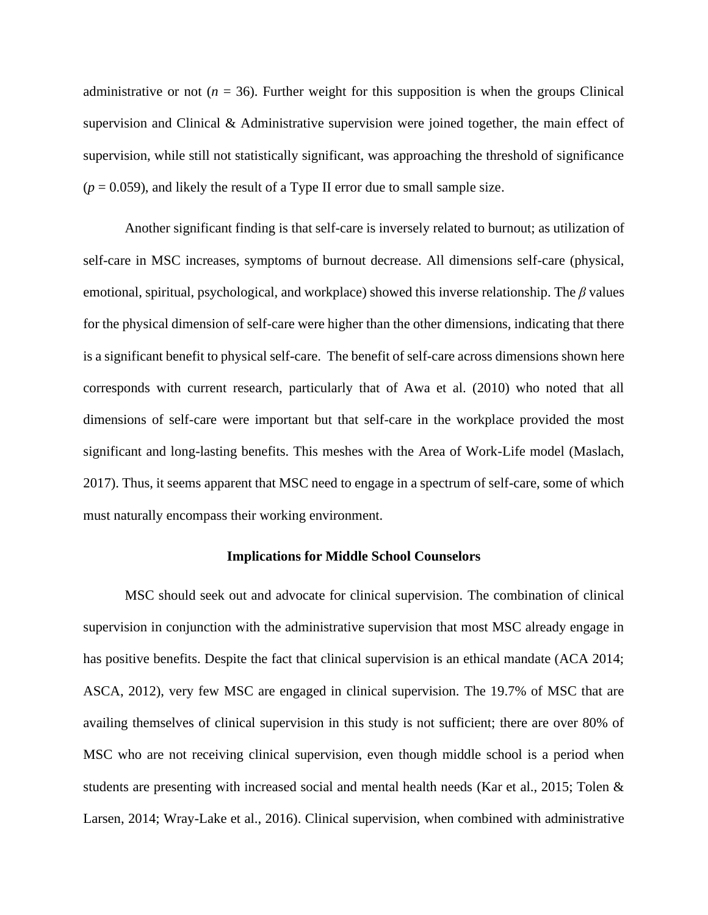administrative or not ($n$ = 36). Further weight for this supposition is when the groups Clinical supervision and Clinical & Administrative supervision were joined together, the main effect of supervision, while still not statistically significant, was approaching the threshold of significance ($p$ = 0.059), and likely the result of a Type II error due to small sample size.

Another significant finding is that self-care is inversely related to burnout; as utilization of self-care in MSC increases, symptoms of burnout decrease. All dimensions self-care (physical, emotional, spiritual, psychological, and workplace) showed this inverse relationship. The $\beta$ values for the physical dimension of self-care were higher than the other dimensions, indicating that there is a significant benefit to physical self-care. The benefit of self-care across dimensions shown here corresponds with current research, particularly that of Awa et al. (2010) who noted that all dimensions of self-care were important but that self-care in the workplace provided the most significant and long-lasting benefits. This meshes with the Area of Work-Life model (Maslach, 2017). Thus, it seems apparent that MSC need to engage in a spectrum of self-care, some of which must naturally encompass their working environment.

## Implications for Middle School Counselors

MSC should seek out and advocate for clinical supervision. The combination of clinical supervision in conjunction with the administrative supervision that most MSC already engage in has positive benefits. Despite the fact that clinical supervision is an ethical mandate (ACA 2014; ASCA, 2012), very few MSC are engaged in clinical supervision. The 19.7% of MSC that are availing themselves of clinical supervision in this study is not sufficient; there are over 80% of MSC who are not receiving clinical supervision, even though middle school is a period when students are presenting with increased social and mental health needs (Kar et al., 2015; Tolen & Larsen, 2014; Wray-Lake et al., 2016). Clinical supervision, when combined with administrative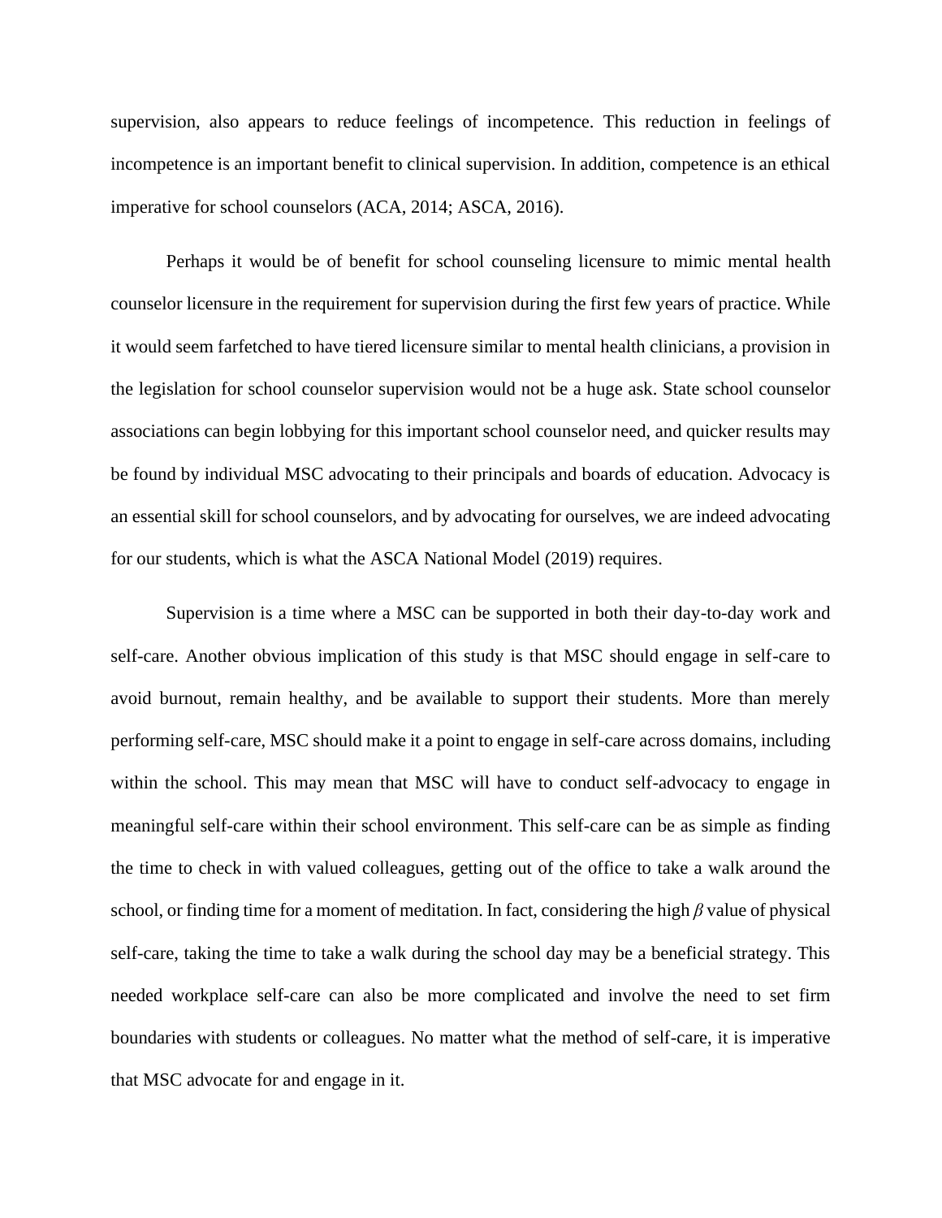supervision, also appears to reduce feelings of incompetence. This reduction in feelings of incompetence is an important benefit to clinical supervision. In addition, competence is an ethical imperative for school counselors (ACA, 2014; ASCA, 2016).

Perhaps it would be of benefit for school counseling licensure to mimic mental health counselor licensure in the requirement for supervision during the first few years of practice. While it would seem farfetched to have tiered licensure similar to mental health clinicians, a provision in the legislation for school counselor supervision would not be a huge ask. State school counselor associations can begin lobbying for this important school counselor need, and quicker results may be found by individual MSC advocating to their principals and boards of education. Advocacy is an essential skill for school counselors, and by advocating for ourselves, we are indeed advocating for our students, which is what the ASCA National Model (2019) requires.

Supervision is a time where a MSC can be supported in both their day-to-day work and self-care. Another obvious implication of this study is that MSC should engage in self-care to avoid burnout, remain healthy, and be available to support their students. More than merely performing self-care, MSC should make it a point to engage in self-care across domains, including within the school. This may mean that MSC will have to conduct self-advocacy to engage in meaningful self-care within their school environment. This self-care can be as simple as finding the time to check in with valued colleagues, getting out of the office to take a walk around the school, or finding time for a moment of meditation. In fact, considering the high $\beta$ value of physical self-care, taking the time to take a walk during the school day may be a beneficial strategy. This needed workplace self-care can also be more complicated and involve the need to set firm boundaries with students or colleagues. No matter what the method of self-care, it is imperative that MSC advocate for and engage in it.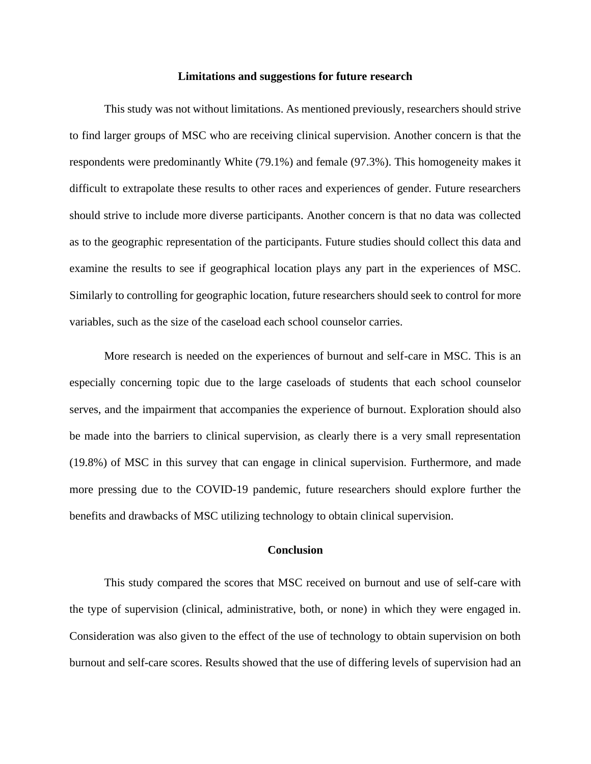## Limitations and suggestions for future research

This study was not without limitations. As mentioned previously, researchers should strive to find larger groups of MSC who are receiving clinical supervision. Another concern is that the respondents were predominantly White (79.1%) and female (97.3%). This homogeneity makes it difficult to extrapolate these results to other races and experiences of gender. Future researchers should strive to include more diverse participants. Another concern is that no data was collected as to the geographic representation of the participants. Future studies should collect this data and examine the results to see if geographical location plays any part in the experiences of MSC. Similarly to controlling for geographic location, future researchers should seek to control for more variables, such as the size of the caseload each school counselor carries.

More research is needed on the experiences of burnout and self-care in MSC. This is an especially concerning topic due to the large caseloads of students that each school counselor serves, and the impairment that accompanies the experience of burnout. Exploration should also be made into the barriers to clinical supervision, as clearly there is a very small representation (19.8%) of MSC in this survey that can engage in clinical supervision. Furthermore, and made more pressing due to the COVID-19 pandemic, future researchers should explore further the benefits and drawbacks of MSC utilizing technology to obtain clinical supervision.

## Conclusion

This study compared the scores that MSC received on burnout and use of self-care with the type of supervision (clinical, administrative, both, or none) in which they were engaged in. Consideration was also given to the effect of the use of technology to obtain supervision on both burnout and self-care scores. Results showed that the use of differing levels of supervision had an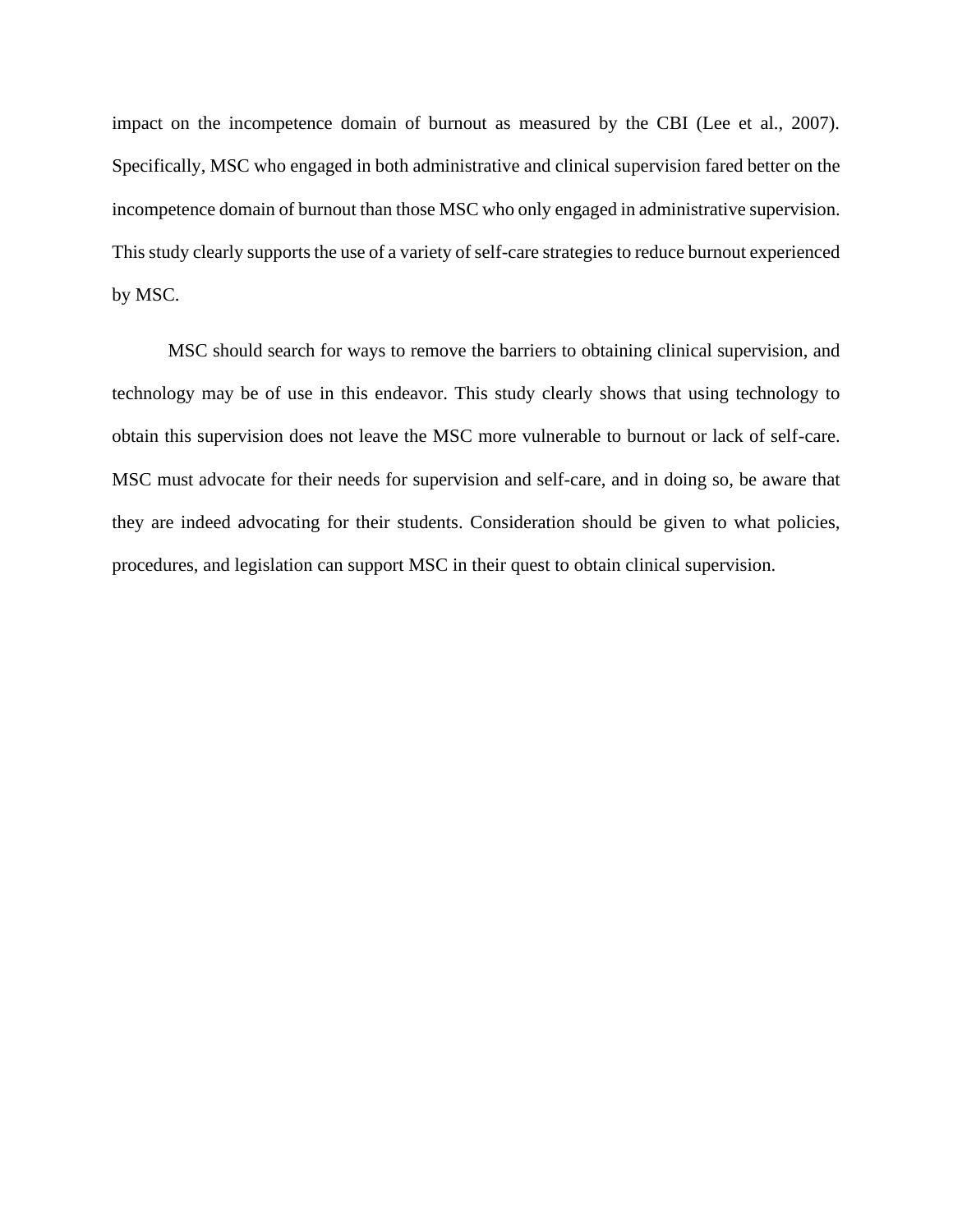impact on the incompetence domain of burnout as measured by the CBI (Lee et al., 2007). Specifically, MSC who engaged in both administrative and clinical supervision fared better on the incompetence domain of burnout than those MSC who only engaged in administrative supervision. This study clearly supports the use of a variety of self-care strategies to reduce burnout experienced by MSC.

MSC should search for ways to remove the barriers to obtaining clinical supervision, and technology may be of use in this endeavor. This study clearly shows that using technology to obtain this supervision does not leave the MSC more vulnerable to burnout or lack of self-care. MSC must advocate for their needs for supervision and self-care, and in doing so, be aware that they are indeed advocating for their students. Consideration should be given to what policies, procedures, and legislation can support MSC in their quest to obtain clinical supervision.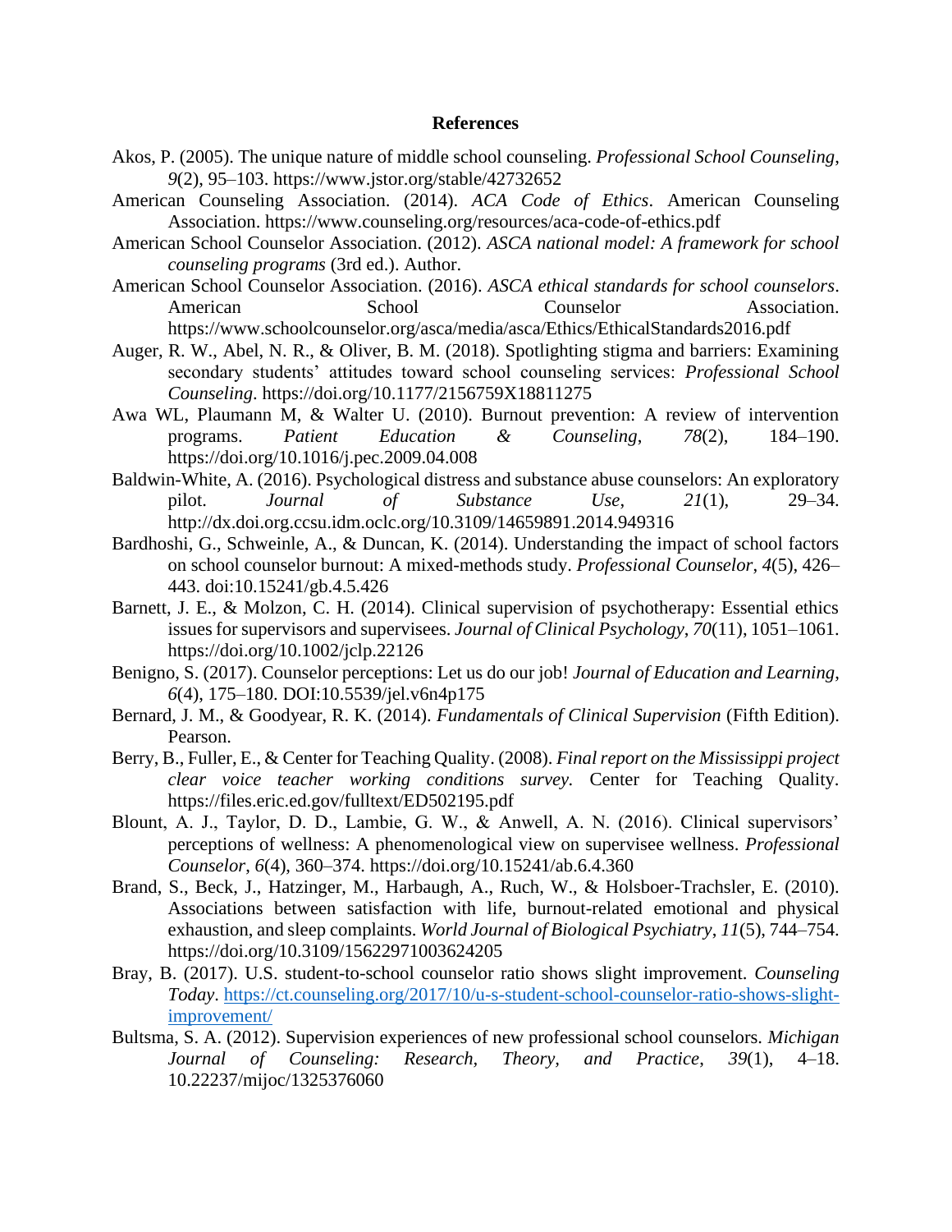# References

Akos, P. (2005). The unique nature of middle school counseling. *Professional School Counseling*, *9*(2), 95–103. https://www.jstor.org/stable/42732652

American Counseling Association. (2014). *ACA Code of Ethics*. American Counseling Association. https://www.counseling.org/resources/aca-code-of-ethics.pdf

American School Counselor Association. (2012). *ASCA national model: A framework for school counseling programs* (3rd ed.). Author.

American School Counselor Association. (2016). *ASCA ethical standards for school counselors*. American School Counselor Association. https://www.schoolcounselor.org/asca/media/asca/Ethics/EthicalStandards2016.pdf

Auger, R. W., Abel, N. R., & Oliver, B. M. (2018). Spotlighting stigma and barriers: Examining secondary students' attitudes toward school counseling services: *Professional School Counseling*. https://doi.org/10.1177/2156759X18811275

Awa WL, Plaumann M, & Walter U. (2010). Burnout prevention: A review of intervention programs. *Patient Education & Counseling*, *78*(2), 184–190. https://doi.org/10.1016/j.pec.2009.04.008

Baldwin-White, A. (2016). Psychological distress and substance abuse counselors: An exploratory pilot. *Journal of Substance Use*, *21*(1), 29–34. http://dx.doi.org.ccsu.idm.oclc.org/10.3109/14659891.2014.949316

Bardhoshi, G., Schweinle, A., & Duncan, K. (2014). Understanding the impact of school factors on school counselor burnout: A mixed-methods study. *Professional Counselor*, *4*(5), 426–443. doi:10.15241/gb.4.5.426

Barnett, J. E., & Molzon, C. H. (2014). Clinical supervision of psychotherapy: Essential ethics issues for supervisors and supervisees. *Journal of Clinical Psychology*, *70*(11), 1051–1061. https://doi.org/10.1002/jclp.22126

Benigno, S. (2017). Counselor perceptions: Let us do our job! *Journal of Education and Learning*, *6*(4), 175–180. DOI:10.5539/jel.v6n4p175

Bernard, J. M., & Goodyear, R. K. (2014). *Fundamentals of Clinical Supervision* (Fifth Edition). Pearson.

Berry, B., Fuller, E., & Center for Teaching Quality. (2008). *Final report on the Mississippi project clear voice teacher working conditions survey.* Center for Teaching Quality. https://files.eric.ed.gov/fulltext/ED502195.pdf

Blount, A. J., Taylor, D. D., Lambie, G. W., & Anwell, A. N. (2016). Clinical supervisors' perceptions of wellness: A phenomenological view on supervisee wellness. *Professional Counselor*, *6*(4), 360–374. https://doi.org/10.15241/ab.6.4.360

Brand, S., Beck, J., Hatzinger, M., Harbaugh, A., Ruch, W., & Holsboer-Trachsler, E. (2010). Associations between satisfaction with life, burnout-related emotional and physical exhaustion, and sleep complaints. *World Journal of Biological Psychiatry*, *11*(5), 744–754. https://doi.org/10.3109/15622971003624205

Bray, B. (2017). U.S. student-to-school counselor ratio shows slight improvement. *Counseling Today*. https://ct.counseling.org/2017/10/u-s-student-school-counselor-ratio-shows-slight-improvement/

Bultsma, S. A. (2012). Supervision experiences of new professional school counselors. *Michigan Journal of Counseling: Research, Theory, and Practice*, *39*(1), 4–18. 10.22237/mijoc/1325376060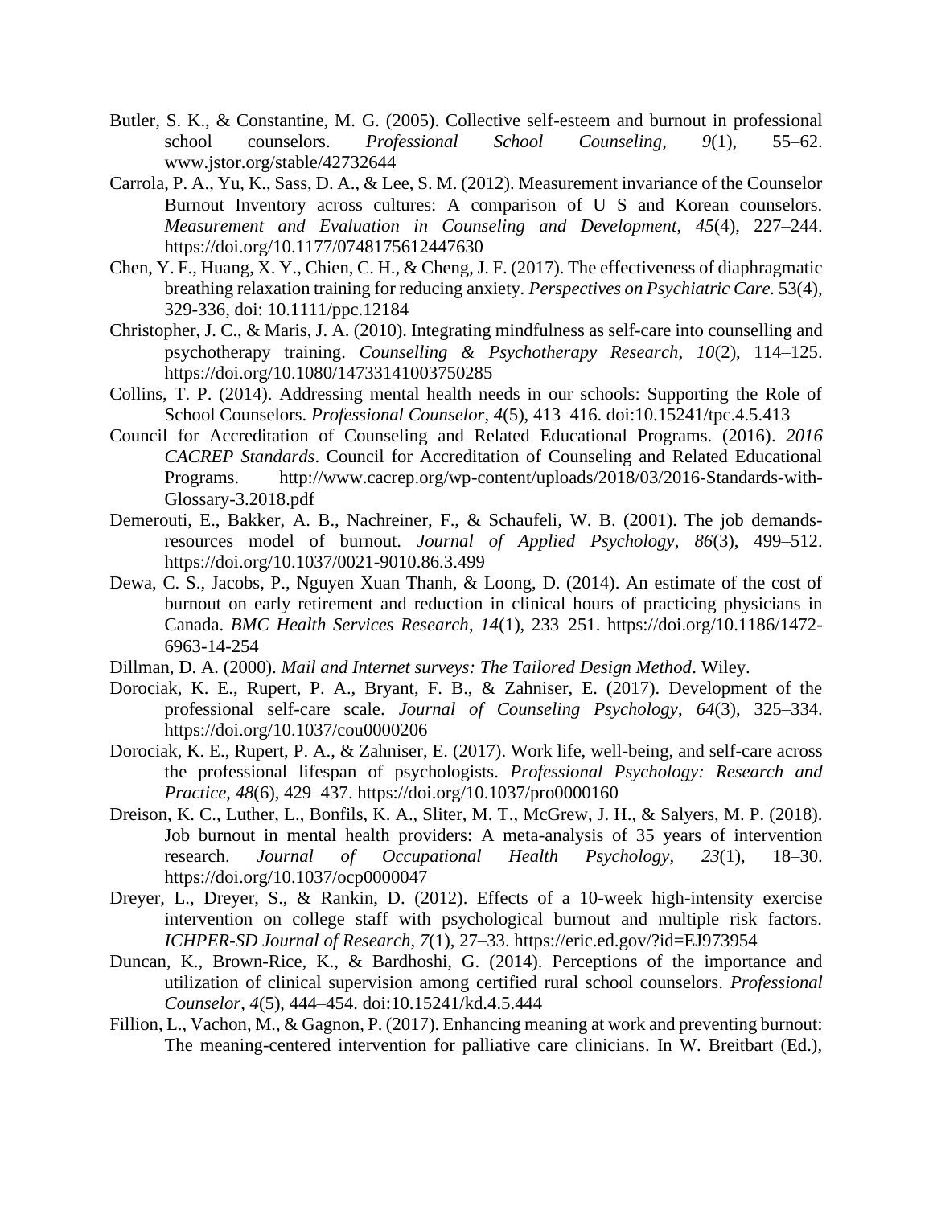Butler, S. K., & Constantine, M. G. (2005). Collective self-esteem and burnout in professional school counselors. *Professional School Counseling*, *9*(1), 55–62. www.jstor.org/stable/42732644

Carrola, P. A., Yu, K., Sass, D. A., & Lee, S. M. (2012). Measurement invariance of the Counselor Burnout Inventory across cultures: A comparison of U S and Korean counselors. *Measurement and Evaluation in Counseling and Development*, *45*(4), 227–244. https://doi.org/10.1177/0748175612447630

Chen, Y. F., Huang, X. Y., Chien, C. H., & Cheng, J. F. (2017). The effectiveness of diaphragmatic breathing relaxation training for reducing anxiety. *Perspectives on Psychiatric Care.* 53(4), 329-336, doi: 10.1111/ppc.12184

Christopher, J. C., & Maris, J. A. (2010). Integrating mindfulness as self-care into counselling and psychotherapy training. *Counselling & Psychotherapy Research*, *10*(2), 114–125. https://doi.org/10.1080/14733141003750285

Collins, T. P. (2014). Addressing mental health needs in our schools: Supporting the Role of School Counselors. *Professional Counselor*, *4*(5), 413–416. doi:10.15241/tpc.4.5.413

Council for Accreditation of Counseling and Related Educational Programs. (2016). *2016 CACREP Standards*. Council for Accreditation of Counseling and Related Educational Programs. http://www.cacrep.org/wp-content/uploads/2018/03/2016-Standards-with-Glossary-3.2018.pdf

Demerouti, E., Bakker, A. B., Nachreiner, F., & Schaufeli, W. B. (2001). The job demands-resources model of burnout. *Journal of Applied Psychology*, *86*(3), 499–512. https://doi.org/10.1037/0021-9010.86.3.499

Dewa, C. S., Jacobs, P., Nguyen Xuan Thanh, & Loong, D. (2014). An estimate of the cost of burnout on early retirement and reduction in clinical hours of practicing physicians in Canada. *BMC Health Services Research*, *14*(1), 233–251. https://doi.org/10.1186/1472-6963-14-254

Dillman, D. A. (2000). *Mail and Internet surveys: The Tailored Design Method*. Wiley.

Dorociak, K. E., Rupert, P. A., Bryant, F. B., & Zahniser, E. (2017). Development of the professional self-care scale. *Journal of Counseling Psychology*, *64*(3), 325–334. https://doi.org/10.1037/cou0000206

Dorociak, K. E., Rupert, P. A., & Zahniser, E. (2017). Work life, well-being, and self-care across the professional lifespan of psychologists. *Professional Psychology: Research and Practice*, *48*(6), 429–437. https://doi.org/10.1037/pro0000160

Dreison, K. C., Luther, L., Bonfils, K. A., Sliter, M. T., McGrew, J. H., & Salyers, M. P. (2018). Job burnout in mental health providers: A meta-analysis of 35 years of intervention research. *Journal of Occupational Health Psychology*, *23*(1), 18–30. https://doi.org/10.1037/ocp0000047

Dreyer, L., Dreyer, S., & Rankin, D. (2012). Effects of a 10-week high-intensity exercise intervention on college staff with psychological burnout and multiple risk factors. *ICHPER-SD Journal of Research*, *7*(1), 27–33. https://eric.ed.gov/?id=EJ973954

Duncan, K., Brown-Rice, K., & Bardhoshi, G. (2014). Perceptions of the importance and utilization of clinical supervision among certified rural school counselors. *Professional Counselor*, *4*(5), 444–454. doi:10.15241/kd.4.5.444

Fillion, L., Vachon, M., & Gagnon, P. (2017). Enhancing meaning at work and preventing burnout: The meaning-centered intervention for palliative care clinicians. In W. Breitbart (Ed.),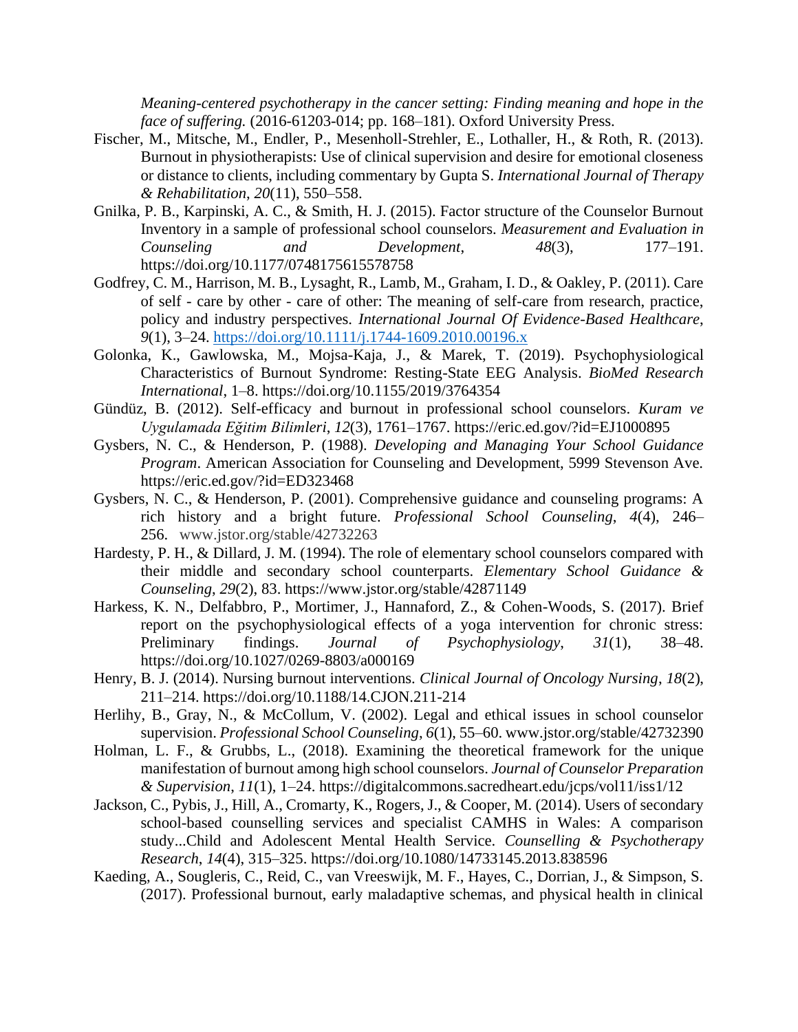*Meaning-centered psychotherapy in the cancer setting: Finding meaning and hope in the face of suffering.* (2016-61203-014; pp. 168–181). Oxford University Press.

Fischer, M., Mitsche, M., Endler, P., Mesenholl-Strehler, E., Lothaller, H., & Roth, R. (2013). Burnout in physiotherapists: Use of clinical supervision and desire for emotional closeness or distance to clients, including commentary by Gupta S. *International Journal of Therapy & Rehabilitation*, *20*(11), 550–558.

Gnilka, P. B., Karpinski, A. C., & Smith, H. J. (2015). Factor structure of the Counselor Burnout Inventory in a sample of professional school counselors. *Measurement and Evaluation in Counseling and Development*, *48*(3), 177–191. https://doi.org/10.1177/0748175615578758

Godfrey, C. M., Harrison, M. B., Lysaght, R., Lamb, M., Graham, I. D., & Oakley, P. (2011). Care of self - care by other - care of other: The meaning of self-care from research, practice, policy and industry perspectives. *International Journal Of Evidence-Based Healthcare*, *9*(1), 3–24. https://doi.org/10.1111/j.1744-1609.2010.00196.x

Golonka, K., Gawlowska, M., Mojsa-Kaja, J., & Marek, T. (2019). Psychophysiological Characteristics of Burnout Syndrome: Resting-State EEG Analysis. *BioMed Research International*, 1–8. https://doi.org/10.1155/2019/3764354

Gündüz, B. (2012). Self-efficacy and burnout in professional school counselors. *Kuram ve Uygulamada Eğitim Bilimleri*, *12*(3), 1761–1767. https://eric.ed.gov/?id=EJ1000895

Gysbers, N. C., & Henderson, P. (1988). *Developing and Managing Your School Guidance Program*. American Association for Counseling and Development, 5999 Stevenson Ave. https://eric.ed.gov/?id=ED323468

Gysbers, N. C., & Henderson, P. (2001). Comprehensive guidance and counseling programs: A rich history and a bright future. *Professional School Counseling*, *4*(4), 246–256. www.jstor.org/stable/42732263

Hardesty, P. H., & Dillard, J. M. (1994). The role of elementary school counselors compared with their middle and secondary school counterparts. *Elementary School Guidance & Counseling*, *29*(2), 83. https://www.jstor.org/stable/42871149

Harkess, K. N., Delfabbro, P., Mortimer, J., Hannaford, Z., & Cohen-Woods, S. (2017). Brief report on the psychophysiological effects of a yoga intervention for chronic stress: Preliminary findings. *Journal of Psychophysiology*, *31*(1), 38–48. https://doi.org/10.1027/0269-8803/a000169

Henry, B. J. (2014). Nursing burnout interventions. *Clinical Journal of Oncology Nursing*, *18*(2), 211–214. https://doi.org/10.1188/14.CJON.211-214

Herlihy, B., Gray, N., & McCollum, V. (2002). Legal and ethical issues in school counselor supervision. *Professional School Counseling*, *6*(1), 55–60. www.jstor.org/stable/42732390

Holman, L. F., & Grubbs, L., (2018). Examining the theoretical framework for the unique manifestation of burnout among high school counselors. *Journal of Counselor Preparation & Supervision*, *11*(1), 1–24. https://digitalcommons.sacredheart.edu/jcps/vol11/iss1/12

Jackson, C., Pybis, J., Hill, A., Cromarty, K., Rogers, J., & Cooper, M. (2014). Users of secondary school-based counselling services and specialist CAMHS in Wales: A comparison study...Child and Adolescent Mental Health Service. *Counselling & Psychotherapy Research*, *14*(4), 315–325. https://doi.org/10.1080/14733145.2013.838596

Kaeding, A., Sougleris, C., Reid, C., van Vreeswijk, M. F., Hayes, C., Dorrian, J., & Simpson, S. (2017). Professional burnout, early maladaptive schemas, and physical health in clinical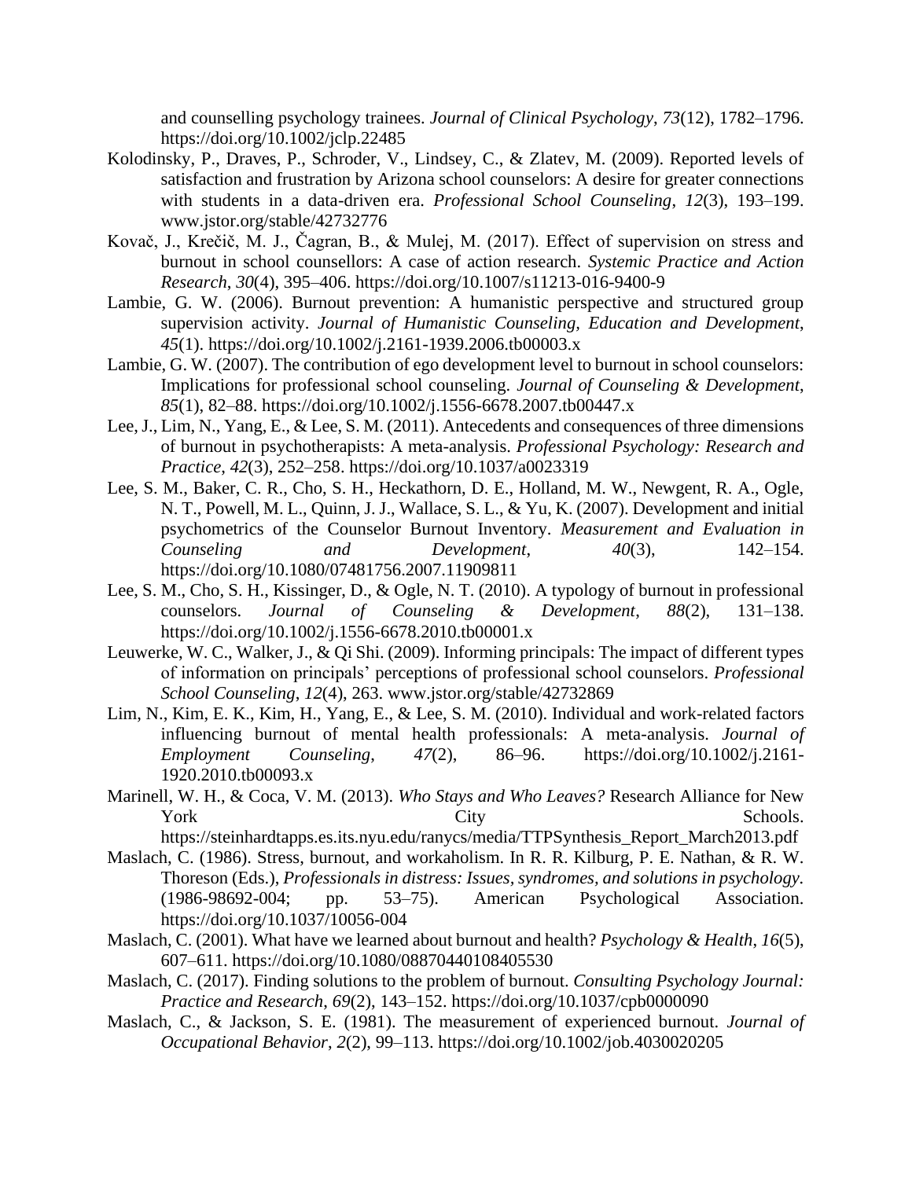and counselling psychology trainees. *Journal of Clinical Psychology*, *73*(12), 1782–1796. https://doi.org/10.1002/jclp.22485

Kolodinsky, P., Draves, P., Schroder, V., Lindsey, C., & Zlatev, M. (2009). Reported levels of satisfaction and frustration by Arizona school counselors: A desire for greater connections with students in a data-driven era. *Professional School Counseling*, *12*(3), 193–199. www.jstor.org/stable/42732776

Kovač, J., Krečič, M. J., Čagran, B., & Mulej, M. (2017). Effect of supervision on stress and burnout in school counsellors: A case of action research. *Systemic Practice and Action Research*, *30*(4), 395–406. https://doi.org/10.1007/s11213-016-9400-9

Lambie, G. W. (2006). Burnout prevention: A humanistic perspective and structured group supervision activity. *Journal of Humanistic Counseling, Education and Development*, *45*(1). https://doi.org/10.1002/j.2161-1939.2006.tb00003.x

Lambie, G. W. (2007). The contribution of ego development level to burnout in school counselors: Implications for professional school counseling. *Journal of Counseling & Development*, *85*(1), 82–88. https://doi.org/10.1002/j.1556-6678.2007.tb00447.x

Lee, J., Lim, N., Yang, E., & Lee, S. M. (2011). Antecedents and consequences of three dimensions of burnout in psychotherapists: A meta-analysis. *Professional Psychology: Research and Practice*, *42*(3), 252–258. https://doi.org/10.1037/a0023319

Lee, S. M., Baker, C. R., Cho, S. H., Heckathorn, D. E., Holland, M. W., Newgent, R. A., Ogle, N. T., Powell, M. L., Quinn, J. J., Wallace, S. L., & Yu, K. (2007). Development and initial psychometrics of the Counselor Burnout Inventory. *Measurement and Evaluation in Counseling and Development*, *40*(3), 142–154. https://doi.org/10.1080/07481756.2007.11909811

Lee, S. M., Cho, S. H., Kissinger, D., & Ogle, N. T. (2010). A typology of burnout in professional counselors. *Journal of Counseling & Development*, *88*(2), 131–138. https://doi.org/10.1002/j.1556-6678.2010.tb00001.x

Leuwerke, W. C., Walker, J., & Qi Shi. (2009). Informing principals: The impact of different types of information on principals' perceptions of professional school counselors. *Professional School Counseling*, *12*(4), 263. www.jstor.org/stable/42732869

Lim, N., Kim, E. K., Kim, H., Yang, E., & Lee, S. M. (2010). Individual and work-related factors influencing burnout of mental health professionals: A meta-analysis. *Journal of Employment Counseling*, *47*(2), 86–96. https://doi.org/10.1002/j.2161-1920.2010.tb00093.x

Marinell, W. H., & Coca, V. M. (2013). *Who Stays and Who Leaves?* Research Alliance for New York City Schools. https://steinhardtapps.es.its.nyu.edu/ranycs/media/TTPSynthesis_Report_March2013.pdf

Maslach, C. (1986). Stress, burnout, and workaholism. In R. R. Kilburg, P. E. Nathan, & R. W. Thoreson (Eds.), *Professionals in distress: Issues, syndromes, and solutions in psychology.* (1986-98692-004; pp. 53–75). American Psychological Association. https://doi.org/10.1037/10056-004

Maslach, C. (2001). What have we learned about burnout and health? *Psychology & Health*, *16*(5), 607–611. https://doi.org/10.1080/08870440108405530

Maslach, C. (2017). Finding solutions to the problem of burnout. *Consulting Psychology Journal: Practice and Research*, *69*(2), 143–152. https://doi.org/10.1037/cpb0000090

Maslach, C., & Jackson, S. E. (1981). The measurement of experienced burnout. *Journal of Occupational Behavior*, *2*(2), 99–113. https://doi.org/10.1002/job.4030020205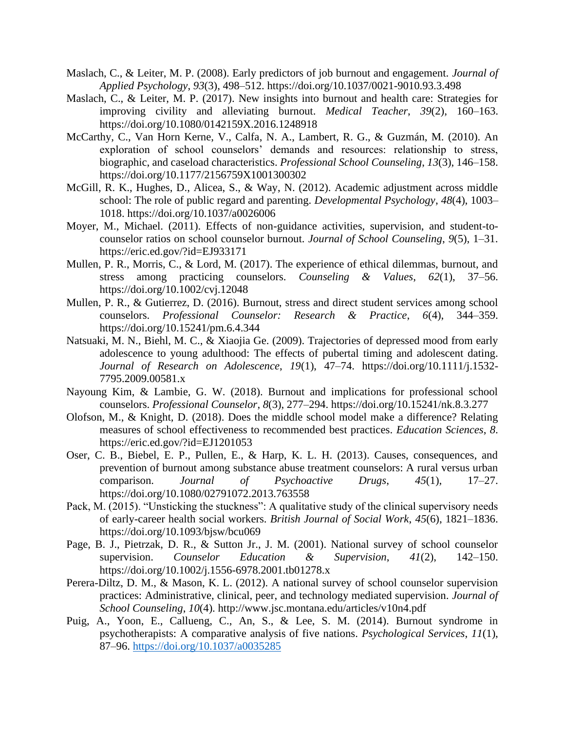Maslach, C., & Leiter, M. P. (2008). Early predictors of job burnout and engagement. *Journal of Applied Psychology*, *93*(3), 498–512. https://doi.org/10.1037/0021-9010.93.3.498

Maslach, C., & Leiter, M. P. (2017). New insights into burnout and health care: Strategies for improving civility and alleviating burnout. *Medical Teacher*, *39*(2), 160–163. https://doi.org/10.1080/0142159X.2016.1248918

McCarthy, C., Van Horn Kerne, V., Calfa, N. A., Lambert, R. G., & Guzmán, M. (2010). An exploration of school counselors' demands and resources: relationship to stress, biographic, and caseload characteristics. *Professional School Counseling*, *13*(3), 146–158. https://doi.org/10.1177/2156759X1001300302

McGill, R. K., Hughes, D., Alicea, S., & Way, N. (2012). Academic adjustment across middle school: The role of public regard and parenting. *Developmental Psychology*, *48*(4), 1003–1018. https://doi.org/10.1037/a0026006

Moyer, M., Michael. (2011). Effects of non-guidance activities, supervision, and student-to-counselor ratios on school counselor burnout. *Journal of School Counseling*, *9*(5), 1–31. https://eric.ed.gov/?id=EJ933171

Mullen, P. R., Morris, C., & Lord, M. (2017). The experience of ethical dilemmas, burnout, and stress among practicing counselors. *Counseling & Values*, *62*(1), 37–56. https://doi.org/10.1002/cvj.12048

Mullen, P. R., & Gutierrez, D. (2016). Burnout, stress and direct student services among school counselors. *Professional Counselor: Research & Practice*, *6*(4), 344–359. https://doi.org/10.15241/pm.6.4.344

Natsuaki, M. N., Biehl, M. C., & Xiaojia Ge. (2009). Trajectories of depressed mood from early adolescence to young adulthood: The effects of pubertal timing and adolescent dating. *Journal of Research on Adolescence*, *19*(1), 47–74. https://doi.org/10.1111/j.1532-7795.2009.00581.x

Nayoung Kim, & Lambie, G. W. (2018). Burnout and implications for professional school counselors. *Professional Counselor*, *8*(3), 277–294. https://doi.org/10.15241/nk.8.3.277

Olofson, M., & Knight, D. (2018). Does the middle school model make a difference? Relating measures of school effectiveness to recommended best practices. *Education Sciences*, *8*. https://eric.ed.gov/?id=EJ1201053

Oser, C. B., Biebel, E. P., Pullen, E., & Harp, K. L. H. (2013). Causes, consequences, and prevention of burnout among substance abuse treatment counselors: A rural versus urban comparison. *Journal of Psychoactive Drugs*, *45*(1), 17–27. https://doi.org/10.1080/02791072.2013.763558

Pack, M. (2015). "Unsticking the stuckness": A qualitative study of the clinical supervisory needs of early-career health social workers. *British Journal of Social Work*, *45*(6), 1821–1836. https://doi.org/10.1093/bjsw/bcu069

Page, B. J., Pietrzak, D. R., & Sutton Jr., J. M. (2001). National survey of school counselor supervision. *Counselor Education & Supervision*, *41*(2), 142–150. https://doi.org/10.1002/j.1556-6978.2001.tb01278.x

Perera-Diltz, D. M., & Mason, K. L. (2012). A national survey of school counselor supervision practices: Administrative, clinical, peer, and technology mediated supervision. *Journal of School Counseling*, *10*(4). http://www.jsc.montana.edu/articles/v10n4.pdf

Puig, A., Yoon, E., Callueng, C., An, S., & Lee, S. M. (2014). Burnout syndrome in psychotherapists: A comparative analysis of five nations. *Psychological Services*, *11*(1), 87–96. https://doi.org/10.1037/a0035285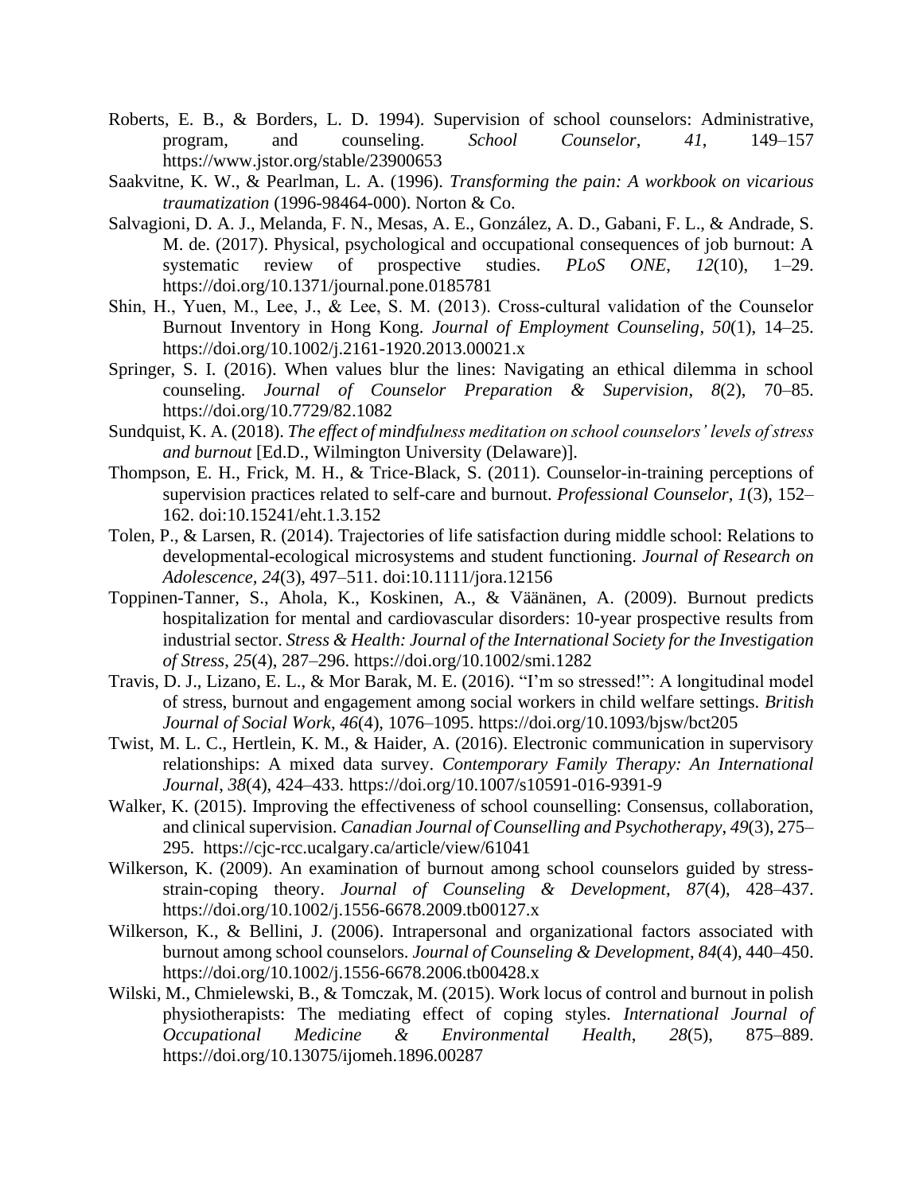Roberts, E. B., & Borders, L. D. 1994). Supervision of school counselors: Administrative, program, and counseling. *School Counselor*, *41*, 149–157 https://www.jstor.org/stable/23900653

Saakvitne, K. W., & Pearlman, L. A. (1996). *Transforming the pain: A workbook on vicarious traumatization* (1996-98464-000). Norton & Co.

Salvagioni, D. A. J., Melanda, F. N., Mesas, A. E., González, A. D., Gabani, F. L., & Andrade, S. M. de. (2017). Physical, psychological and occupational consequences of job burnout: A systematic review of prospective studies. *PLoS ONE*, *12*(10), 1–29. https://doi.org/10.1371/journal.pone.0185781

Shin, H., Yuen, M., Lee, J., & Lee, S. M. (2013). Cross-cultural validation of the Counselor Burnout Inventory in Hong Kong. *Journal of Employment Counseling*, *50*(1), 14–25. https://doi.org/10.1002/j.2161-1920.2013.00021.x

Springer, S. I. (2016). When values blur the lines: Navigating an ethical dilemma in school counseling. *Journal of Counselor Preparation & Supervision*, *8*(2), 70–85. https://doi.org/10.7729/82.1082

Sundquist, K. A. (2018). *The effect of mindfulness meditation on school counselors' levels of stress and burnout* [Ed.D., Wilmington University (Delaware)].

Thompson, E. H., Frick, M. H., & Trice-Black, S. (2011). Counselor-in-training perceptions of supervision practices related to self-care and burnout. *Professional Counselor*, *1*(3), 152–162. doi:10.15241/eht.1.3.152

Tolen, P., & Larsen, R. (2014). Trajectories of life satisfaction during middle school: Relations to developmental-ecological microsystems and student functioning. *Journal of Research on Adolescence, 24*(3), 497–511. doi:10.1111/jora.12156

Toppinen-Tanner, S., Ahola, K., Koskinen, A., & Väänänen, A. (2009). Burnout predicts hospitalization for mental and cardiovascular disorders: 10-year prospective results from industrial sector. *Stress & Health: Journal of the International Society for the Investigation of Stress*, *25*(4), 287–296. https://doi.org/10.1002/smi.1282

Travis, D. J., Lizano, E. L., & Mor Barak, M. E. (2016). "I'm so stressed!": A longitudinal model of stress, burnout and engagement among social workers in child welfare settings. *British Journal of Social Work*, *46*(4), 1076–1095. https://doi.org/10.1093/bjsw/bct205

Twist, M. L. C., Hertlein, K. M., & Haider, A. (2016). Electronic communication in supervisory relationships: A mixed data survey. *Contemporary Family Therapy: An International Journal*, *38*(4), 424–433. https://doi.org/10.1007/s10591-016-9391-9

Walker, K. (2015). Improving the effectiveness of school counselling: Consensus, collaboration, and clinical supervision. *Canadian Journal of Counselling and Psychotherapy*, *49*(3), 275–295. https://cjc-rcc.ucalgary.ca/article/view/61041

Wilkerson, K. (2009). An examination of burnout among school counselors guided by stress-strain-coping theory. *Journal of Counseling & Development*, *87*(4), 428–437. https://doi.org/10.1002/j.1556-6678.2009.tb00127.x

Wilkerson, K., & Bellini, J. (2006). Intrapersonal and organizational factors associated with burnout among school counselors. *Journal of Counseling & Development*, *84*(4), 440–450. https://doi.org/10.1002/j.1556-6678.2006.tb00428.x

Wilski, M., Chmielewski, B., & Tomczak, M. (2015). Work locus of control and burnout in polish physiotherapists: The mediating effect of coping styles. *International Journal of Occupational Medicine & Environmental Health*, *28*(5), 875–889. https://doi.org/10.13075/ijomeh.1896.00287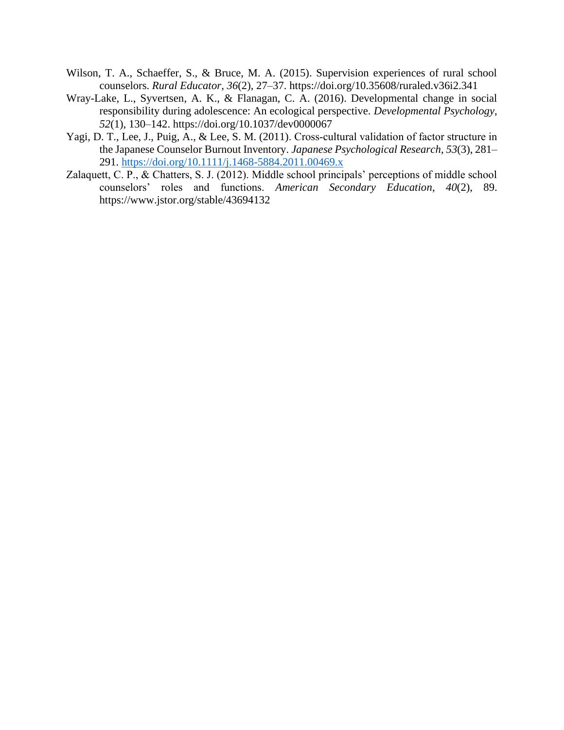Wilson, T. A., Schaeffer, S., & Bruce, M. A. (2015). Supervision experiences of rural school counselors. *Rural Educator*, *36*(2), 27–37. https://doi.org/10.35608/ruraled.v36i2.341

Wray-Lake, L., Syvertsen, A. K., & Flanagan, C. A. (2016). Developmental change in social responsibility during adolescence: An ecological perspective. *Developmental Psychology*, *52*(1), 130–142. https://doi.org/10.1037/dev0000067

Yagi, D. T., Lee, J., Puig, A., & Lee, S. M. (2011). Cross-cultural validation of factor structure in the Japanese Counselor Burnout Inventory. *Japanese Psychological Research*, *53*(3), 281–291. https://doi.org/10.1111/j.1468-5884.2011.00469.x

Zalaquett, C. P., & Chatters, S. J. (2012). Middle school principals' perceptions of middle school counselors' roles and functions. *American Secondary Education*, *40*(2), 89. https://www.jstor.org/stable/43694132